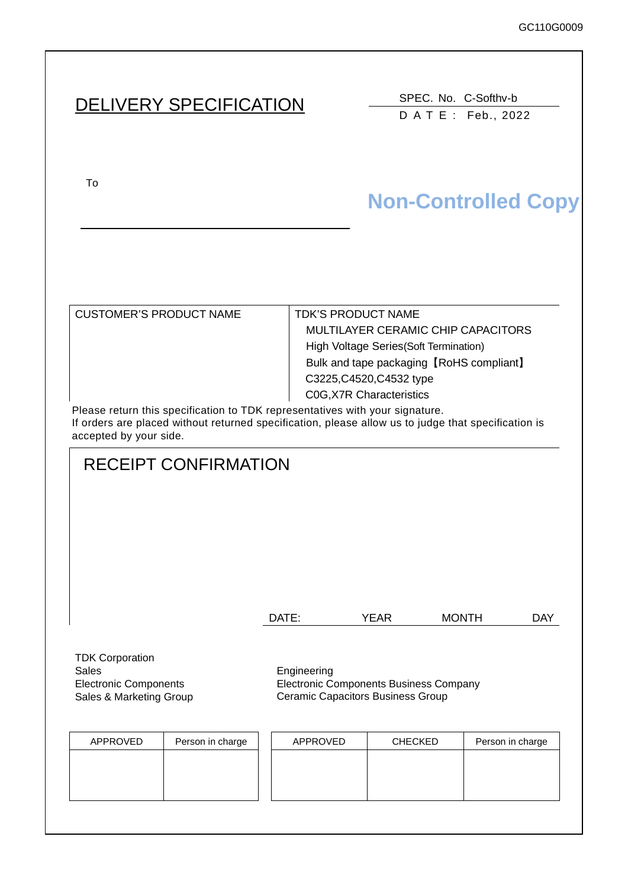# DELIVERY SPECIFICATION

SPEC. No. C-Softhv-b

D A T E : Feb., 2022

To

Non-Controlled Copy

| CUSTOMER'S PRODUCT NAME | TDK'S PRODUCT NAME |
|---|---|
| | MULTILAYER CERAMIC CHIP CAPACITORS<br>High Voltage Series(Soft Termination)<br>Bulk and tape packaging【RoHS compliant】<br>C3225,C4520,C4532 type<br>C0G,X7R Characteristics |

Please return this specification to TDK representatives with your signature.
If orders are placed without returned specification, please allow us to judge that specification is accepted by your side.

## RECEIPT CONFIRMATION

DATE: YEAR MONTH DAY

TDK Corporation
Sales
Electronic Components
Sales & Marketing Group

Engineering
Electronic Components Business Company
Ceramic Capacitors Business Group

| APPROVED | Person in charge |
|---|---|
| | |

| APPROVED | CHECKED | Person in charge |
|---|---|---|
| | | |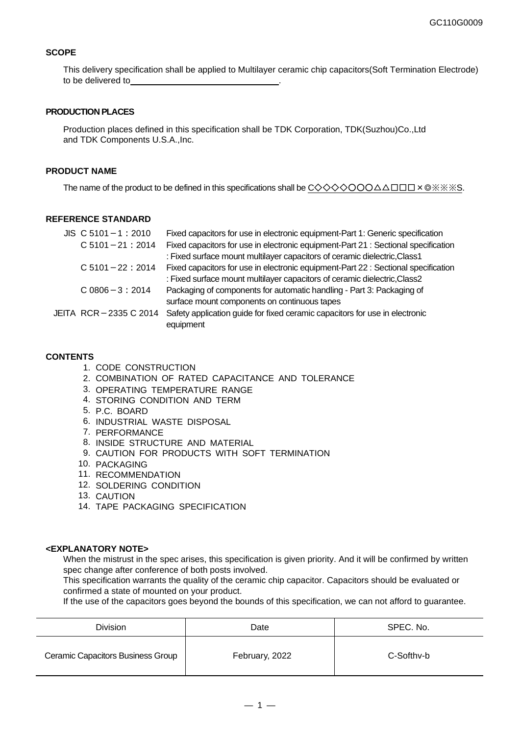## SCOPE

This delivery specification shall be applied to Multilayer ceramic chip capacitors(Soft Termination Electrode) to be delivered to________________________.

## PRODUCTION PLACES

Production places defined in this specification shall be TDK Corporation, TDK(Suzhou)Co.,Ltd and TDK Components U.S.A.,Inc.

## PRODUCT NAME

The name of the product to be defined in this specifications shall be C◇◇◇◇○○○△△□□□×◎※※※S.

## REFERENCE STANDARD

| | |
|---|---|
| JIS C 5101－1：2010 | Fixed capacitors for use in electronic equipment-Part 1: Generic specification |
| C 5101－21：2014 | Fixed capacitors for use in electronic equipment-Part 21 : Sectional specification : Fixed surface mount multilayer capacitors of ceramic dielectric,Class1 |
| C 5101－22：2014 | Fixed capacitors for use in electronic equipment-Part 22 : Sectional specification : Fixed surface mount multilayer capacitors of ceramic dielectric,Class2 |
| C 0806－3：2014 | Packaging of components for automatic handling - Part 3: Packaging of surface mount components on continuous tapes |
| JEITA RCR－2335 C 2014 | Safety application guide for fixed ceramic capacitors for use in electronic equipment |

## CONTENTS

1. CODE CONSTRUCTION
2. COMBINATION OF RATED CAPACITANCE AND TOLERANCE
3. OPERATING TEMPERATURE RANGE
4. STORING CONDITION AND TERM
5. P.C. BOARD
6. INDUSTRIAL WASTE DISPOSAL
7. PERFORMANCE
8. INSIDE STRUCTURE AND MATERIAL
9. CAUTION FOR PRODUCTS WITH SOFT TERMINATION
10. PACKAGING
11. RECOMMENDATION
12. SOLDERING CONDITION
13. CAUTION
14. TAPE PACKAGING SPECIFICATION

**<EXPLANATORY NOTE>**

When the mistrust in the spec arises, this specification is given priority. And it will be confirmed by written spec change after conference of both posts involved.
This specification warrants the quality of the ceramic chip capacitor. Capacitors should be evaluated or confirmed a state of mounted on your product.
If the use of the capacitors goes beyond the bounds of this specification, we can not afford to guarantee.

| Division | Date | SPEC. No. |
|---|---|---|
| Ceramic Capacitors Business Group | February, 2022 | C-Softhv-b |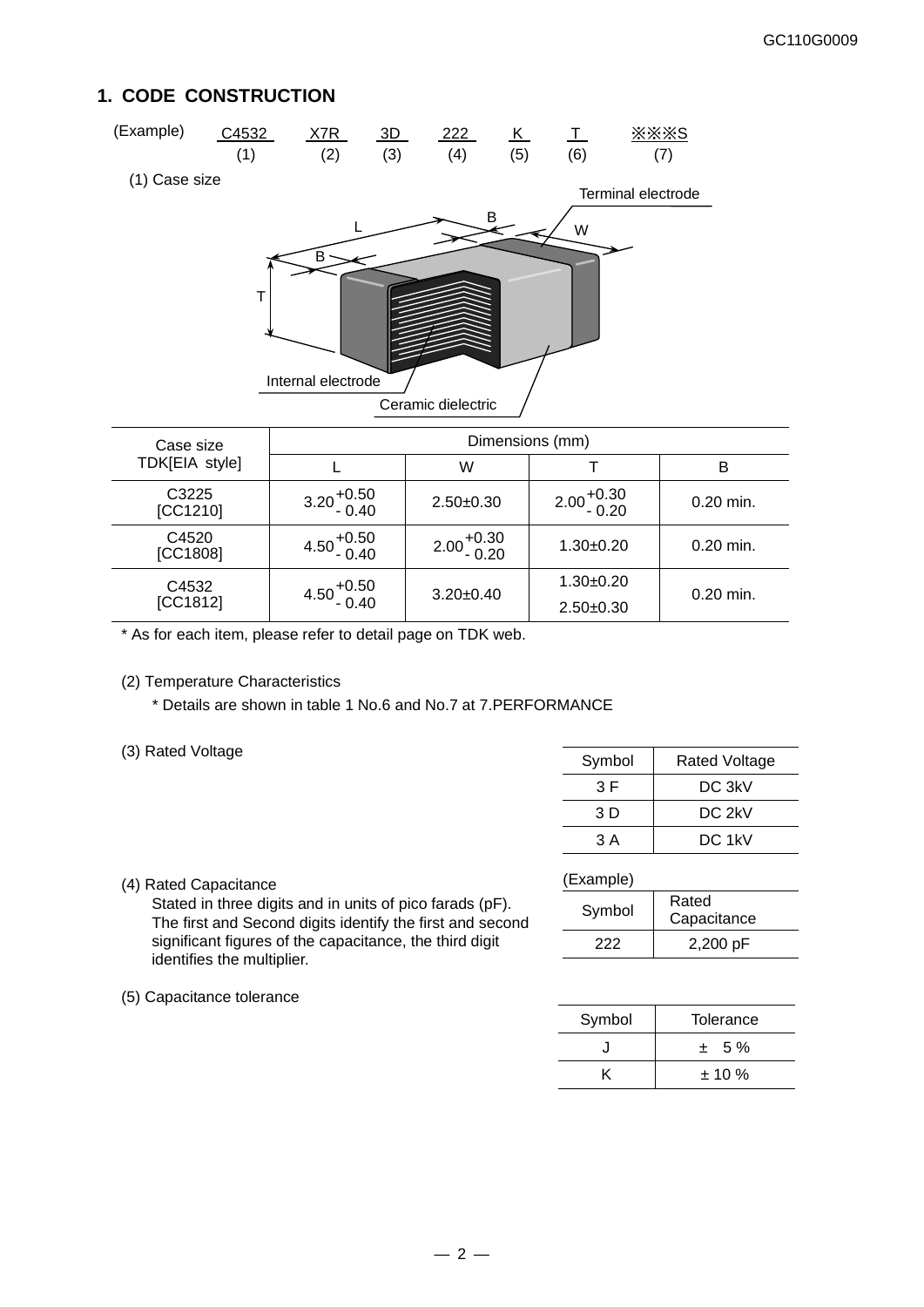## 1. CODE CONSTRUCTION

(Example) C4532 X7R 3D 222 K T ※※※S
(1) (2) (3) (4) (5) (6) (7)

(1) Case size

Terminal electrode
L
B
W
B
T
Internal electrode
Ceramic dielectric

| Case size TDK[EIA style] | Dimensions (mm) | | | |
|---|---|---|---|---|
| | L | W | T | B |
| C3225 [CC1210] | $3.20^{+0.50}_{-0.40}$ | 2.50±0.30 | $2.00^{+0.30}_{-0.20}$ | 0.20 min. |
| C4520 [CC1808] | $4.50^{+0.50}_{-0.40}$ | $2.00^{+0.30}_{-0.20}$ | 1.30±0.20 | 0.20 min. |
| C4532 [CC1812] | $4.50^{+0.50}_{-0.40}$ | 3.20±0.40 | 1.30±0.20<br>2.50±0.30 | 0.20 min. |

* As for each item, please refer to detail page on TDK web.

(2) Temperature Characteristics

* Details are shown in table 1 No.6 and No.7 at 7.PERFORMANCE

(3) Rated Voltage

| Symbol | Rated Voltage |
|---|---|
| 3 F | DC 3kV |
| 3 D | DC 2kV |
| 3 A | DC 1kV |

(4) Rated Capacitance

Stated in three digits and in units of pico farads (pF). The first and Second digits identify the first and second significant figures of the capacitance, the third digit identifies the multiplier.

(Example)

| Symbol | Rated Capacitance |
|---|---|
| 222 | 2,200 pF |

(5) Capacitance tolerance

| Symbol | Tolerance |
|---|---|
| J | ± 5 % |
| K | ± 10 % |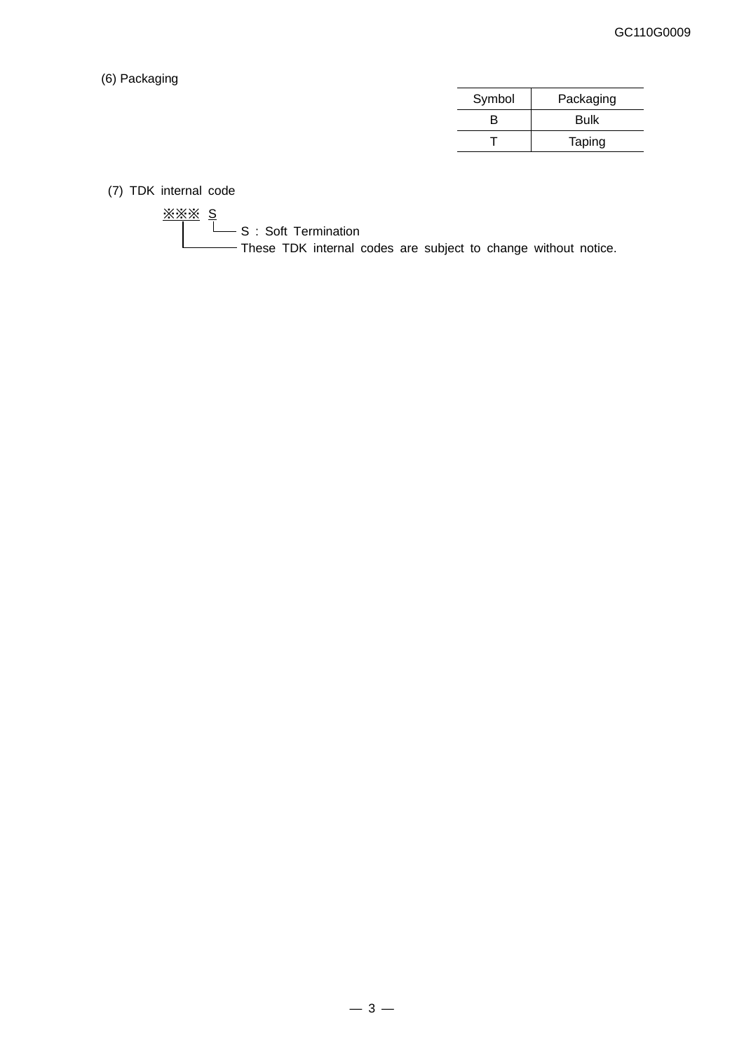(6) Packaging

| Symbol | Packaging |
|---|---|
| B | Bulk |
| T | Taping |

(7) TDK internal code

※※※ S

- S : Soft Termination
- ※※※ : These TDK internal codes are subject to change without notice.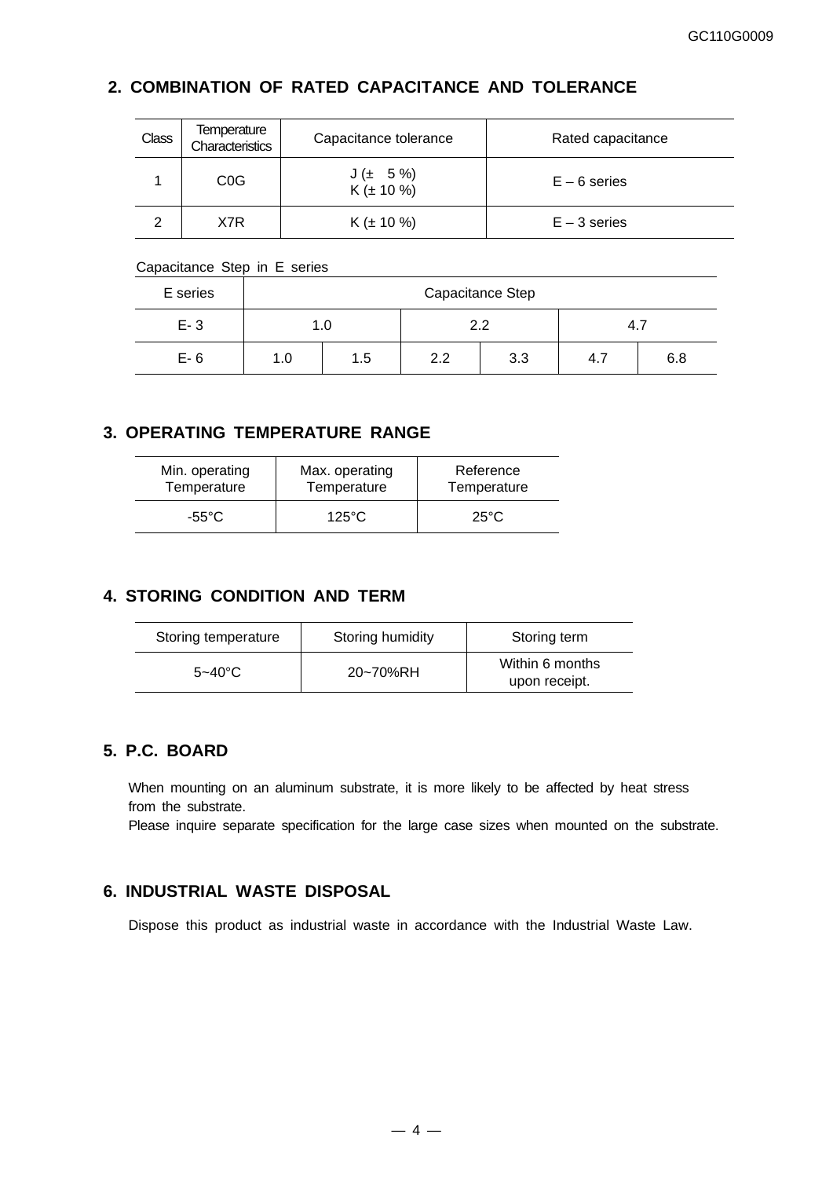## 2. COMBINATION OF RATED CAPACITANCE AND TOLERANCE

| Class | Temperature Characteristics | Capacitance tolerance | Rated capacitance |
|---|---|---|---|
| 1 | C0G | J (± 5 %)<br>K (± 10 %) | E – 6 series |
| 2 | X7R | K (± 10 %) | E – 3 series |

Capacitance Step in E series

| E series | Capacitance Step | | | | | |
|---|---|---|---|---|---|---|
| E- 3 | 1.0 | | 2.2 | | 4.7 | |
| E- 6 | 1.0 | 1.5 | 2.2 | 3.3 | 4.7 | 6.8 |

## 3. OPERATING TEMPERATURE RANGE

| Min. operating Temperature | Max. operating Temperature | Reference Temperature |
|---|---|---|
| -55°C | 125°C | 25°C |

## 4. STORING CONDITION AND TERM

| Storing temperature | Storing humidity | Storing term |
|---|---|---|
| 5~40°C | 20~70%RH | Within 6 months upon receipt. |

## 5. P.C. BOARD

When mounting on an aluminum substrate, it is more likely to be affected by heat stress from the substrate.
Please inquire separate specification for the large case sizes when mounted on the substrate.

## 6. INDUSTRIAL WASTE DISPOSAL

Dispose this product as industrial waste in accordance with the Industrial Waste Law.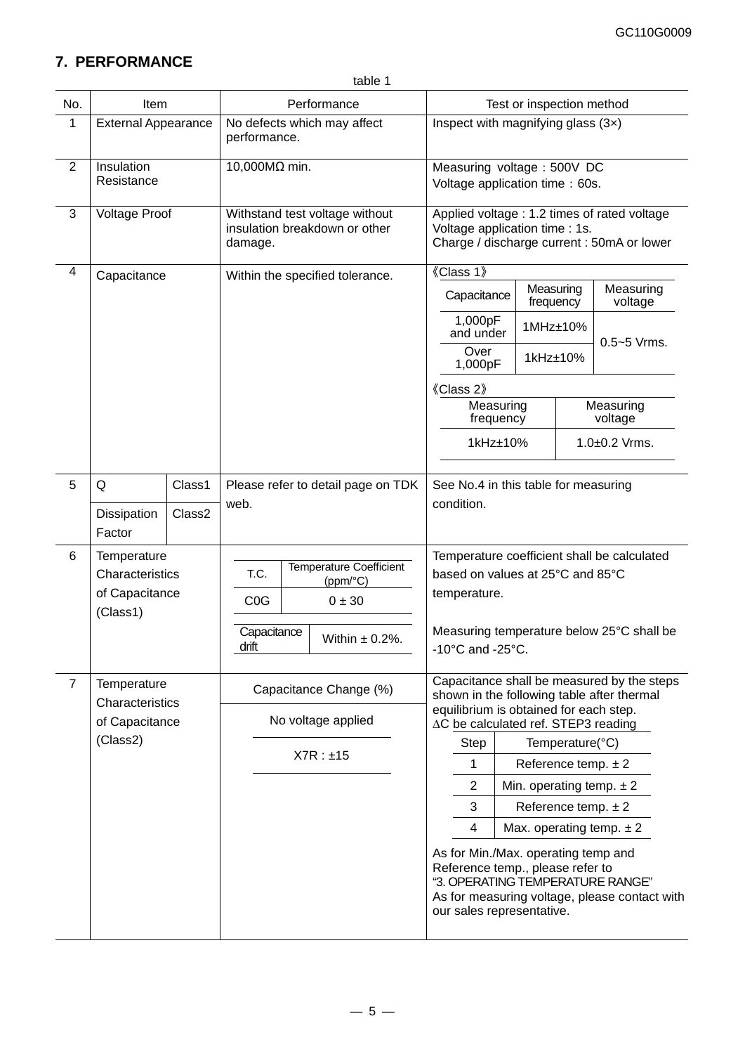## 7. PERFORMANCE

table 1

| No. | Item | | Performance | Test or inspection method |
|---|---|---|---|---|
| 1 | External Appearance | | No defects which may affect performance. | Inspect with magnifying glass (3×) |
| 2 | Insulation Resistance | | 10,000MΩ min. | Measuring voltage : 500V DC<br>Voltage application time : 60s. |
| 3 | Voltage Proof | | Withstand test voltage without insulation breakdown or other damage. | Applied voltage : 1.2 times of rated voltage<br>Voltage application time : 1s.<br>Charge / discharge current : 50mA or lower |
| 4 | Capacitance | | Within the specified tolerance. | 《Class 1》<br>Capacitance / Measuring frequency / Measuring voltage:<br>1,000pF and under / 1MHz±10% / 0.5~5 Vrms.<br>Over 1,000pF / 1kHz±10% / 0.5~5 Vrms.<br>《Class 2》<br>Measuring frequency / Measuring voltage:<br>1kHz±10% / 1.0±0.2 Vrms. |
| 5 | Q | Class1 | Please refer to detail page on TDK web. | See No.4 in this table for measuring condition. |
| | Dissipation Factor | Class2 | | |
| 6 | Temperature Characteristics of Capacitance (Class1) | | T.C.: C0G<br>Temperature Coefficient (ppm/°C): 0 ± 30<br>Capacitance drift: Within ± 0.2%. | Temperature coefficient shall be calculated based on values at 25°C and 85°C temperature.<br><br>Measuring temperature below 25°C shall be -10°C and -25°C. |
| 7 | Temperature Characteristics of Capacitance (Class2) | | Capacitance Change (%)<br>No voltage applied<br>X7R : ±15 | Capacitance shall be measured by the steps shown in the following table after thermal equilibrium is obtained for each step.<br>ΔC be calculated ref. STEP3 reading<br>Step 1: Reference temp. ± 2<br>Step 2: Min. operating temp. ± 2<br>Step 3: Reference temp. ± 2<br>Step 4: Max. operating temp. ± 2<br><br>As for Min./Max. operating temp and Reference temp., please refer to "3. OPERATING TEMPERATURE RANGE"<br>As for measuring voltage, please contact with our sales representative. |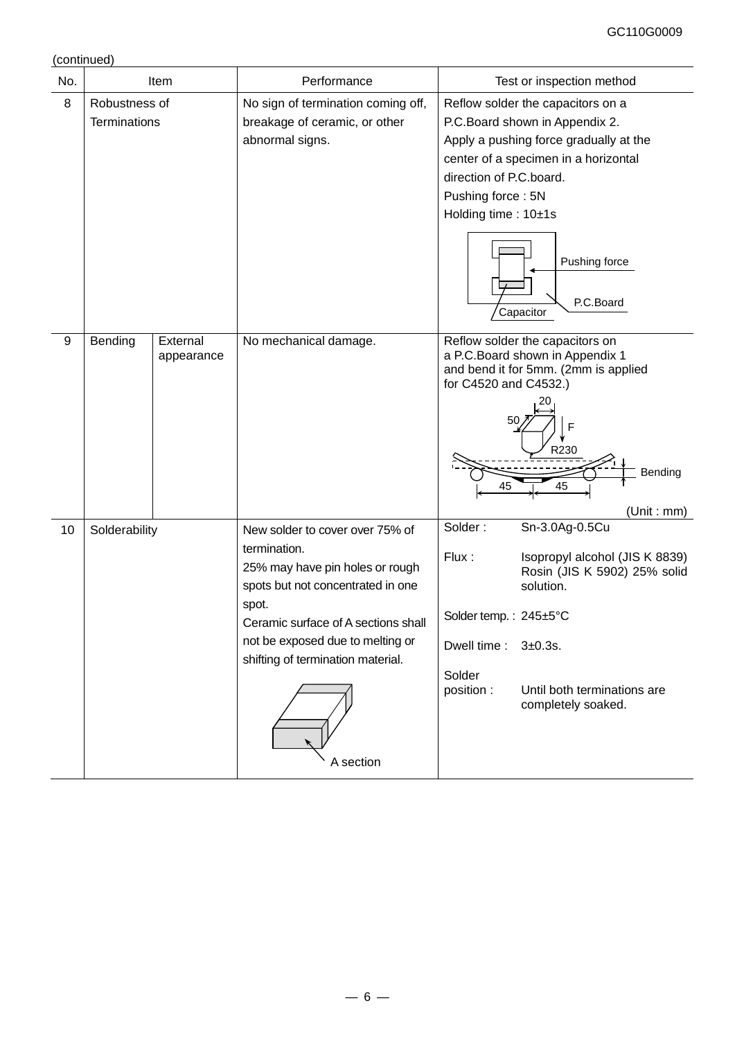(continued)

| No. | Item | | Performance | Test or inspection method |
|---|---|---|---|---|
| 8 | Robustness of Terminations | | No sign of termination coming off, breakage of ceramic, or other abnormal signs. | Reflow solder the capacitors on a P.C.Board shown in Appendix 2.<br>Apply a pushing force gradually at the center of a specimen in a horizontal direction of P.C.board.<br>Pushing force : 5N<br>Holding time : 10±1s<br>Pushing force<br>P.C.Board<br>Capacitor |
| 9 | Bending | External appearance | No mechanical damage. | Reflow solder the capacitors on a P.C.Board shown in Appendix 1 and bend it for 5mm. (2mm is applied for C4520 and C4532.)<br>20, 50, F, R230, Bending, 45, 45<br>(Unit : mm) |
| 10 | Solderability | | New solder to cover over 75% of termination.<br>25% may have pin holes or rough spots but not concentrated in one spot.<br>Ceramic surface of A sections shall not be exposed due to melting or shifting of termination material.<br>A section | Solder : Sn-3.0Ag-0.5Cu<br>Flux : Isopropyl alcohol (JIS K 8839) Rosin (JIS K 5902) 25% solid solution.<br>Solder temp. : 245±5°C<br>Dwell time : 3±0.3s.<br>Solder position : Until both terminations are completely soaked. |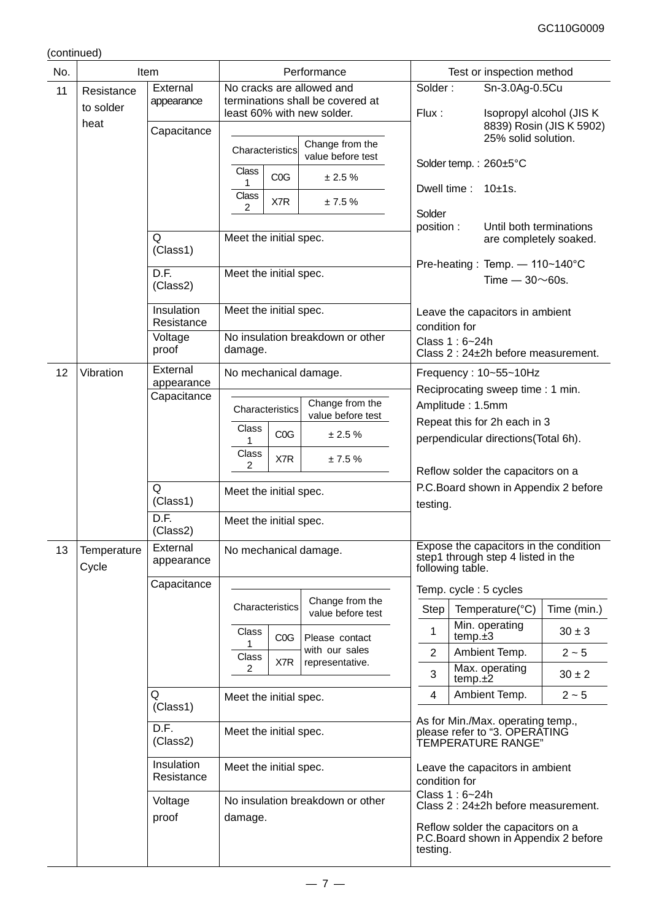(continued)

| No. | Item | | Performance | Test or inspection method |
|---|---|---|---|---|
| 11 | Resistance to solder heat | External appearance | No cracks are allowed and terminations shall be covered at least 60% with new solder. | Solder : Sn-3.0Ag-0.5Cu<br>Flux : Isopropyl alcohol (JIS K 8839) Rosin (JIS K 5902) 25% solid solution.<br>Solder temp. : 260±5°C<br>Dwell time : 10±1s.<br>Solder position : Until both terminations are completely soaked.<br>Pre-heating : Temp. — 110~140°C<br>Time — 30～60s.<br>Leave the capacitors in ambient condition for<br>Class 1 : 6~24h<br>Class 2 : 24±2h before measurement. |
| | | Capacitance | Characteristics / Change from the value before test:<br>Class 1, C0G: ± 2.5 %<br>Class 2, X7R: ± 7.5 % | |
| | | Q (Class1) | Meet the initial spec. | |
| | | D.F. (Class2) | Meet the initial spec. | |
| | | Insulation Resistance | Meet the initial spec. | |
| | | Voltage proof | No insulation breakdown or other damage. | |
| 12 | Vibration | External appearance | No mechanical damage. | Frequency : 10~55~10Hz<br>Reciprocating sweep time : 1 min.<br>Amplitude : 1.5mm<br>Repeat this for 2h each in 3 perpendicular directions(Total 6h).<br>Reflow solder the capacitors on a P.C.Board shown in Appendix 2 before testing. |
| | | Capacitance | Characteristics / Change from the value before test:<br>Class 1, C0G: ± 2.5 %<br>Class 2, X7R: ± 7.5 % | |
| | | Q (Class1) | Meet the initial spec. | |
| | | D.F. (Class2) | Meet the initial spec. | |
| 13 | Temperature Cycle | External appearance | No mechanical damage. | Expose the capacitors in the condition step1 through step 4 listed in the following table.<br>Temp. cycle : 5 cycles<br>Step 1: Min. operating temp.±3 — 30 ± 3 min.<br>Step 2: Ambient Temp. — 2 ~ 5 min.<br>Step 3: Max. operating temp.±2 — 30 ± 2 min.<br>Step 4: Ambient Temp. — 2 ~ 5 min.<br>As for Min./Max. operating temp., please refer to "3. OPERATING TEMPERATURE RANGE"<br>Leave the capacitors in ambient condition for<br>Class 1 : 6~24h<br>Class 2 : 24±2h before measurement.<br>Reflow solder the capacitors on a P.C.Board shown in Appendix 2 before testing. |
| | | Capacitance | Characteristics / Change from the value before test:<br>Class 1, C0G / Class 2, X7R: Please contact with our sales representative. | |
| | | Q (Class1) | Meet the initial spec. | |
| | | D.F. (Class2) | Meet the initial spec. | |
| | | Insulation Resistance | Meet the initial spec. | |
| | | Voltage proof | No insulation breakdown or other damage. | |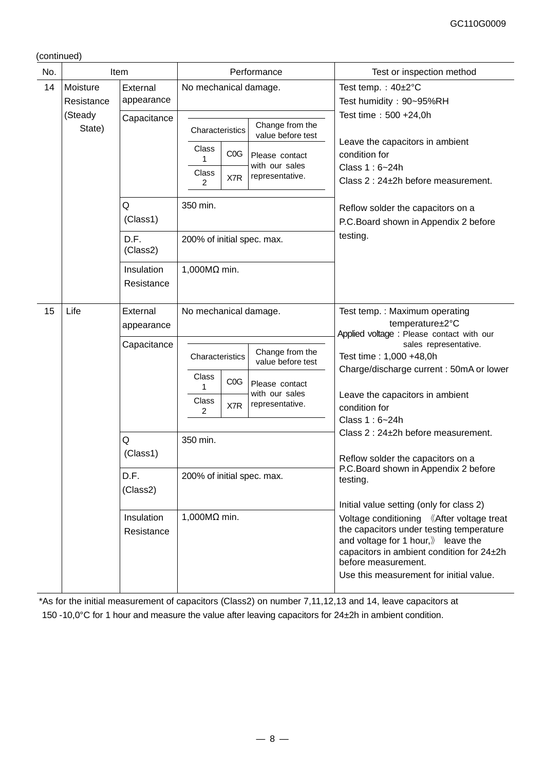(continued)

| No. | Item | | Performance | Test or inspection method |
|---|---|---|---|---|
| 14 | Moisture Resistance (Steady State) | External appearance | No mechanical damage. | Test temp.：40±2°C<br>Test humidity：90~95%RH<br>Test time：500 +24,0h<br><br>Leave the capacitors in ambient condition for<br>Class 1 : 6~24h<br>Class 2 : 24±2h before measurement.<br><br>Reflow solder the capacitors on a P.C.Board shown in Appendix 2 before testing. |
| | | Capacitance | Characteristics / Change from the value before test:<br>Class 1, C0G: Please contact with our sales representative.<br>Class 2, X7R: Please contact with our sales representative. | |
| | | Q (Class1) | 350 min. | |
| | | D.F. (Class2) | 200% of initial spec. max. | |
| | | Insulation Resistance | 1,000MΩ min. | |
| 15 | Life | External appearance | No mechanical damage. | Test temp. : Maximum operating temperature±2°C<br>Applied voltage : Please contact with our sales representative.<br>Test time : 1,000 +48,0h<br>Charge/discharge current : 50mA or lower<br><br>Leave the capacitors in ambient condition for<br>Class 1 : 6~24h<br>Class 2 : 24±2h before measurement.<br><br>Reflow solder the capacitors on a P.C.Board shown in Appendix 2 before testing.<br><br>Initial value setting (only for class 2)<br>Voltage conditioning 《After voltage treat the capacitors under testing temperature and voltage for 1 hour,》 leave the capacitors in ambient condition for 24±2h before measurement.<br>Use this measurement for initial value. |
| | | Capacitance | Characteristics / Change from the value before test:<br>Class 1, C0G: Please contact with our sales representative.<br>Class 2, X7R: Please contact with our sales representative. | |
| | | Q (Class1) | 350 min. | |
| | | D.F. (Class2) | 200% of initial spec. max. | |
| | | Insulation Resistance | 1,000MΩ min. | |

*As for the initial measurement of capacitors (Class2) on number 7,11,12,13 and 14, leave capacitors at 150 -10,0°C for 1 hour and measure the value after leaving capacitors for 24±2h in ambient condition.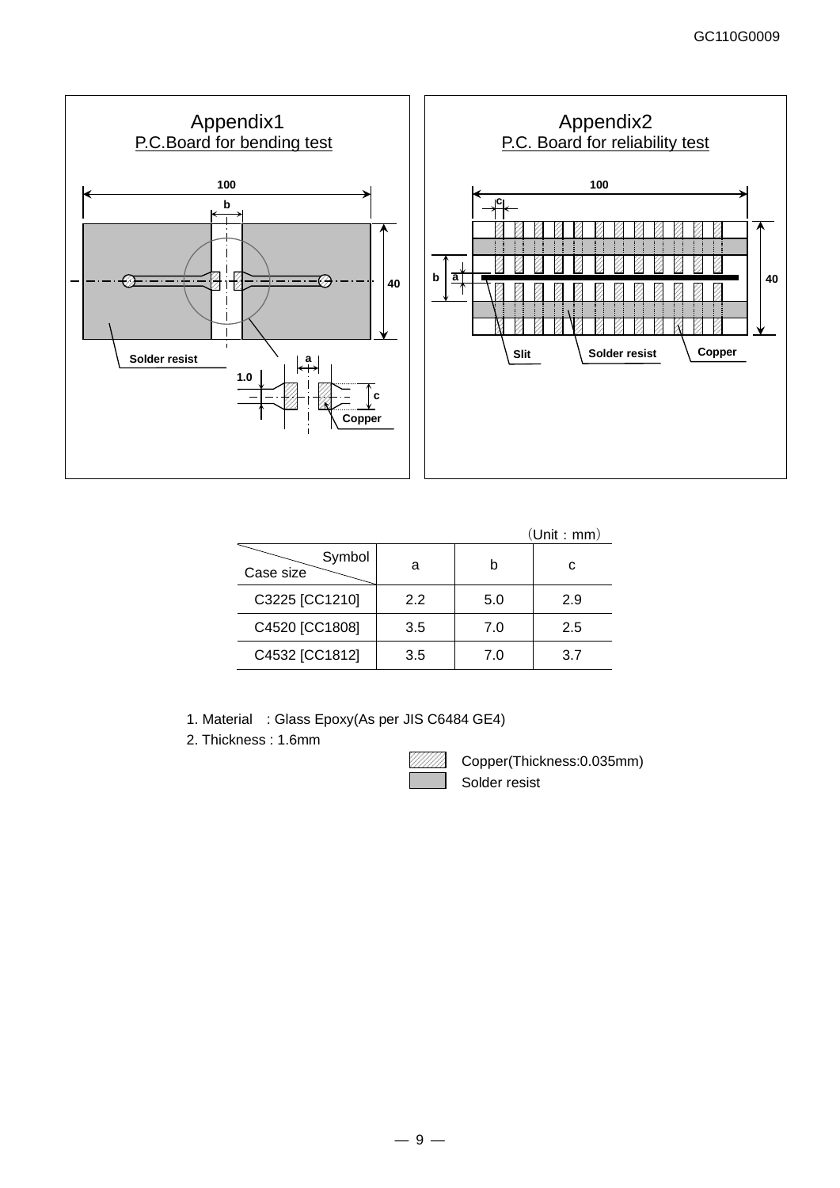## Appendix1
P.C.Board for bending test

100
b
40
Solder resist
a
1.0
c
Copper

## Appendix2
P.C. Board for reliability test

100
c
b
a
40
Slit
Solder resist
Copper

（Unit：mm）

| Case size \ Symbol | a | b | c |
|---|---|---|---|
| C3225 [CC1210] | 2.2 | 5.0 | 2.9 |
| C4520 [CC1808] | 3.5 | 7.0 | 2.5 |
| C4532 [CC1812] | 3.5 | 7.0 | 3.7 |

1. Material　: Glass Epoxy(As per JIS C6484 GE4)
2. Thickness : 1.6mm

Copper(Thickness:0.035mm)
Solder resist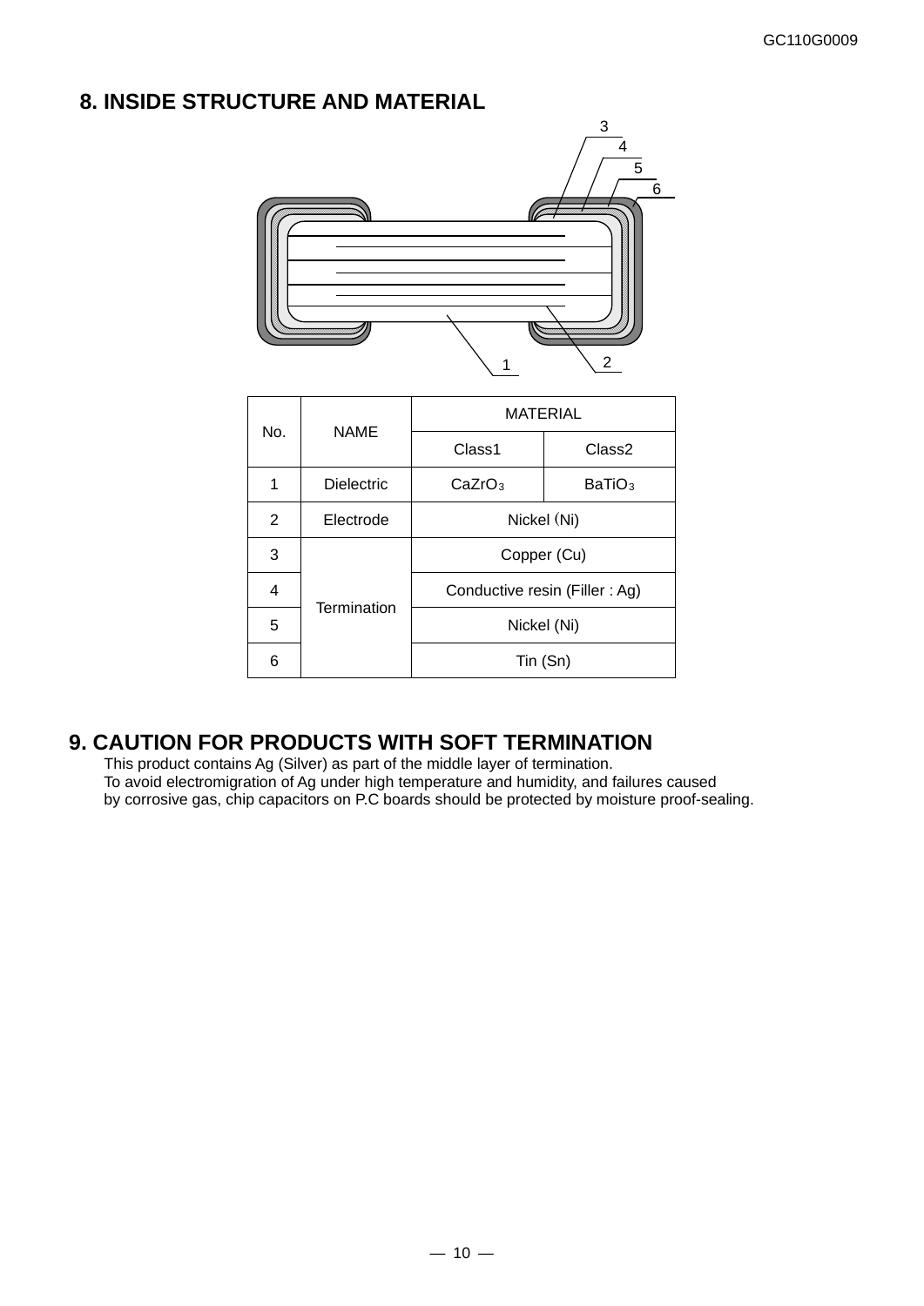## 8. INSIDE STRUCTURE AND MATERIAL

| No. | NAME | MATERIAL | |
|---|---|---|---|
| | | Class1 | Class2 |
| 1 | Dielectric | $CaZrO_3$ | $BaTiO_3$ |
| 2 | Electrode | Nickel (Ni) | |
| 3 | Termination | Copper (Cu) | |
| 4 | | Conductive resin (Filler : Ag) | |
| 5 | | Nickel (Ni) | |
| 6 | | Tin (Sn) | |

## 9. CAUTION FOR PRODUCTS WITH SOFT TERMINATION

This product contains Ag (Silver) as part of the middle layer of termination.
To avoid electromigration of Ag under high temperature and humidity, and failures caused by corrosive gas, chip capacitors on P.C boards should be protected by moisture proof-sealing.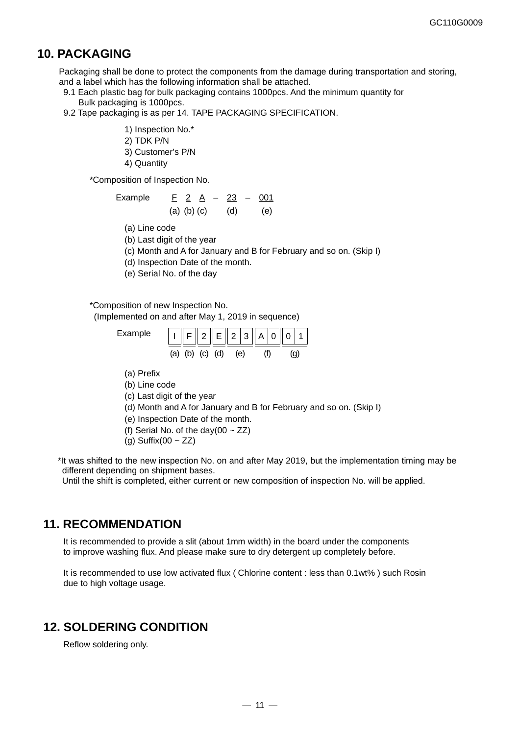## 10. PACKAGING

Packaging shall be done to protect the components from the damage during transportation and storing, and a label which has the following information shall be attached.

9.1 Each plastic bag for bulk packaging contains 1000pcs. And the minimum quantity for Bulk packaging is 1000pcs.

9.2 Tape packaging is as per 14. TAPE PACKAGING SPECIFICATION.

1) Inspection No.*
2) TDK P/N
3) Customer's P/N
4) Quantity

*Composition of Inspection No.

Example F 2 A – 23 – 001
(a) (b) (c) (d) (e)

(a) Line code
(b) Last digit of the year
(c) Month and A for January and B for February and so on. (Skip I)
(d) Inspection Date of the month.
(e) Serial No. of the day

*Composition of new Inspection No.
(Implemented on and after May 1, 2019 in sequence)

Example

| I | F | 2 | E | 2 3 | A 0 | 0 1 |
|---|---|---|---|---|---|---|
| (a) | (b) | (c) | (d) | (e) | (f) | (g) |

(a) Prefix
(b) Line code
(c) Last digit of the year
(d) Month and A for January and B for February and so on. (Skip I)
(e) Inspection Date of the month.
(f) Serial No. of the day(00 ~ ZZ)
(g) Suffix(00 ~ ZZ)

*It was shifted to the new inspection No. on and after May 2019, but the implementation timing may be different depending on shipment bases.
Until the shift is completed, either current or new composition of inspection No. will be applied.

## 11. RECOMMENDATION

It is recommended to provide a slit (about 1mm width) in the board under the components to improve washing flux. And please make sure to dry detergent up completely before.

It is recommended to use low activated flux ( Chlorine content : less than 0.1wt% ) such Rosin due to high voltage usage.

## 12. SOLDERING CONDITION

Reflow soldering only.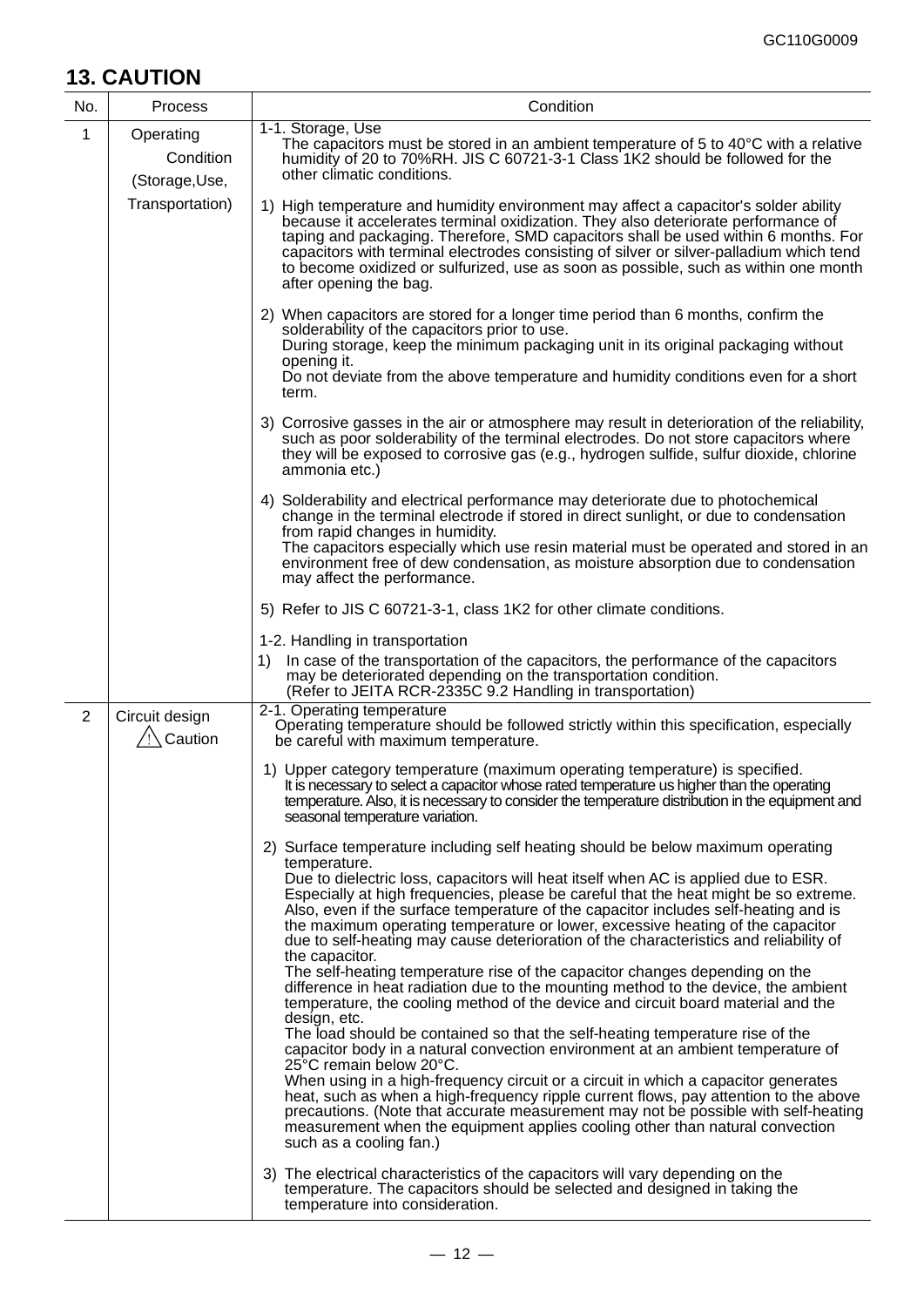## 13. CAUTION

| No. | Process | Condition |
|---|---|---|
| 1 | Operating Condition (Storage,Use, Transportation) | 1-1. Storage, Use<br>The capacitors must be stored in an ambient temperature of 5 to 40°C with a relative humidity of 20 to 70%RH. JIS C 60721-3-1 Class 1K2 should be followed for the other climatic conditions.<br><br>1) High temperature and humidity environment may affect a capacitor's solder ability because it accelerates terminal oxidization. They also deteriorate performance of taping and packaging. Therefore, SMD capacitors shall be used within 6 months. For capacitors with terminal electrodes consisting of silver or silver-palladium which tend to become oxidized or sulfurized, use as soon as possible, such as within one month after opening the bag.<br><br>2) When capacitors are stored for a longer time period than 6 months, confirm the solderability of the capacitors prior to use.<br>During storage, keep the minimum packaging unit in its original packaging without opening it.<br>Do not deviate from the above temperature and humidity conditions even for a short term.<br><br>3) Corrosive gasses in the air or atmosphere may result in deterioration of the reliability, such as poor solderability of the terminal electrodes. Do not store capacitors where they will be exposed to corrosive gas (e.g., hydrogen sulfide, sulfur dioxide, chlorine ammonia etc.)<br><br>4) Solderability and electrical performance may deteriorate due to photochemical change in the terminal electrode if stored in direct sunlight, or due to condensation from rapid changes in humidity.<br>The capacitors especially which use resin material must be operated and stored in an environment free of dew condensation, as moisture absorption due to condensation may affect the performance.<br><br>5) Refer to JIS C 60721-3-1, class 1K2 for other climate conditions.<br><br>1-2. Handling in transportation<br>1) In case of the transportation of the capacitors, the performance of the capacitors may be deteriorated depending on the transportation condition.<br>(Refer to JEITA RCR-2335C 9.2 Handling in transportation) |
| 2 | Circuit design<br>⚠ Caution | 2-1. Operating temperature<br>Operating temperature should be followed strictly within this specification, especially be careful with maximum temperature.<br><br>1) Upper category temperature (maximum operating temperature) is specified.<br>It is necessary to select a capacitor whose rated temperature us higher than the operating temperature. Also, it is necessary to consider the temperature distribution in the equipment and seasonal temperature variation.<br><br>2) Surface temperature including self heating should be below maximum operating temperature.<br>Due to dielectric loss, capacitors will heat itself when AC is applied due to ESR. Especially at high frequencies, please be careful that the heat might be so extreme. Also, even if the surface temperature of the capacitor includes self-heating and is the maximum operating temperature or lower, excessive heating of the capacitor due to self-heating may cause deterioration of the characteristics and reliability of the capacitor.<br>The self-heating temperature rise of the capacitor changes depending on the difference in heat radiation due to the mounting method to the device, the ambient temperature, the cooling method of the device and circuit board material and the design, etc.<br>The load should be contained so that the self-heating temperature rise of the capacitor body in a natural convection environment at an ambient temperature of 25°C remain below 20°C.<br>When using in a high-frequency circuit or a circuit in which a capacitor generates heat, such as when a high-frequency ripple current flows, pay attention to the above precautions. (Note that accurate measurement may not be possible with self-heating measurement when the equipment applies cooling other than natural convection such as a cooling fan.)<br><br>3) The electrical characteristics of the capacitors will vary depending on the temperature. The capacitors should be selected and designed in taking the temperature into consideration. |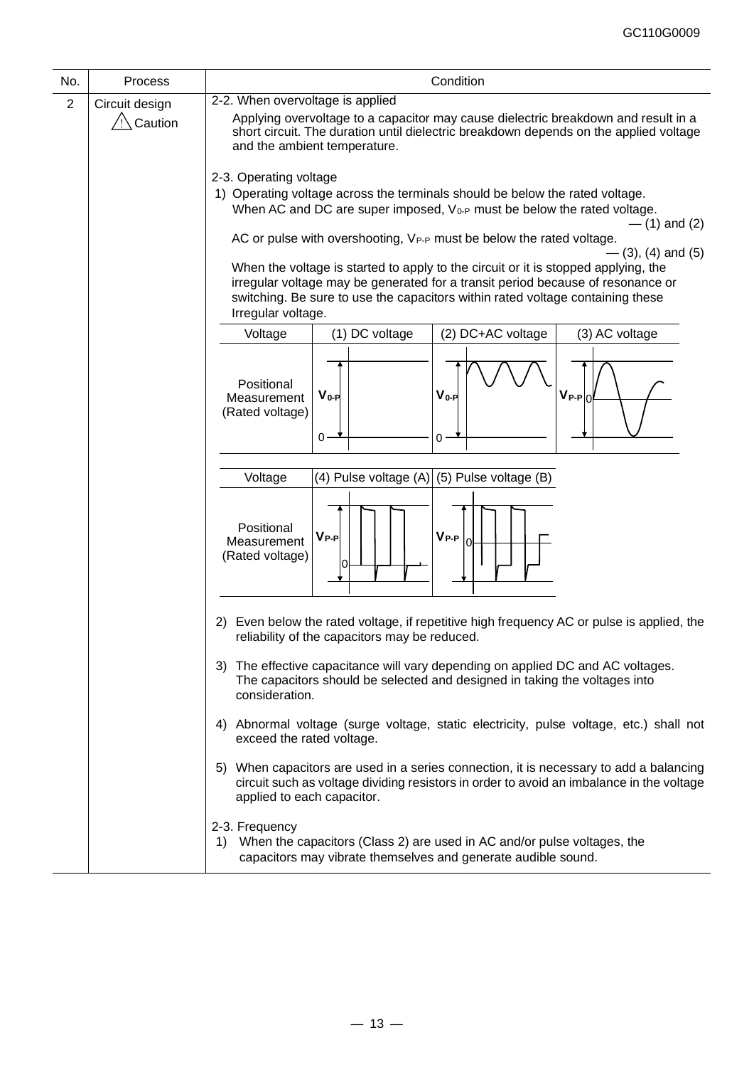| No. | Process | Condition |
|---|---|---|
| 2 | Circuit design ⚠ Caution | 2-2. When overvoltage is applied<br>Applying overvoltage to a capacitor may cause dielectric breakdown and result in a short circuit. The duration until dielectric breakdown depends on the applied voltage and the ambient temperature.<br><br>2-3. Operating voltage<br>1) Operating voltage across the terminals should be below the rated voltage. When AC and DC are super imposed, $V_{0-P}$ must be below the rated voltage. — (1) and (2)<br>AC or pulse with overshooting, $V_{P-P}$ must be below the rated voltage. — (3), (4) and (5)<br>When the voltage is started to apply to the circuit or it is stopped applying, the irregular voltage may be generated for a transit period because of resonance or switching. Be sure to use the capacitors within rated voltage containing these Irregular voltage. |

| Voltage | (1) DC voltage | (2) DC+AC voltage | (3) AC voltage |
|---|---|---|---|
| Positional Measurement (Rated voltage) | $V_{0-P}$ | $V_{0-P}$ | $V_{P-P}$ |

| Voltage | (4) Pulse voltage (A) | (5) Pulse voltage (B) |
|---|---|---|
| Positional Measurement (Rated voltage) | $V_{P-P}$ | $V_{P-P}$ |

2) Even below the rated voltage, if repetitive high frequency AC or pulse is applied, the reliability of the capacitors may be reduced.

3) The effective capacitance will vary depending on applied DC and AC voltages. The capacitors should be selected and designed in taking the voltages into consideration.

4) Abnormal voltage (surge voltage, static electricity, pulse voltage, etc.) shall not exceed the rated voltage.

5) When capacitors are used in a series connection, it is necessary to add a balancing circuit such as voltage dividing resistors in order to avoid an imbalance in the voltage applied to each capacitor.

2-3. Frequency

1) When the capacitors (Class 2) are used in AC and/or pulse voltages, the capacitors may vibrate themselves and generate audible sound.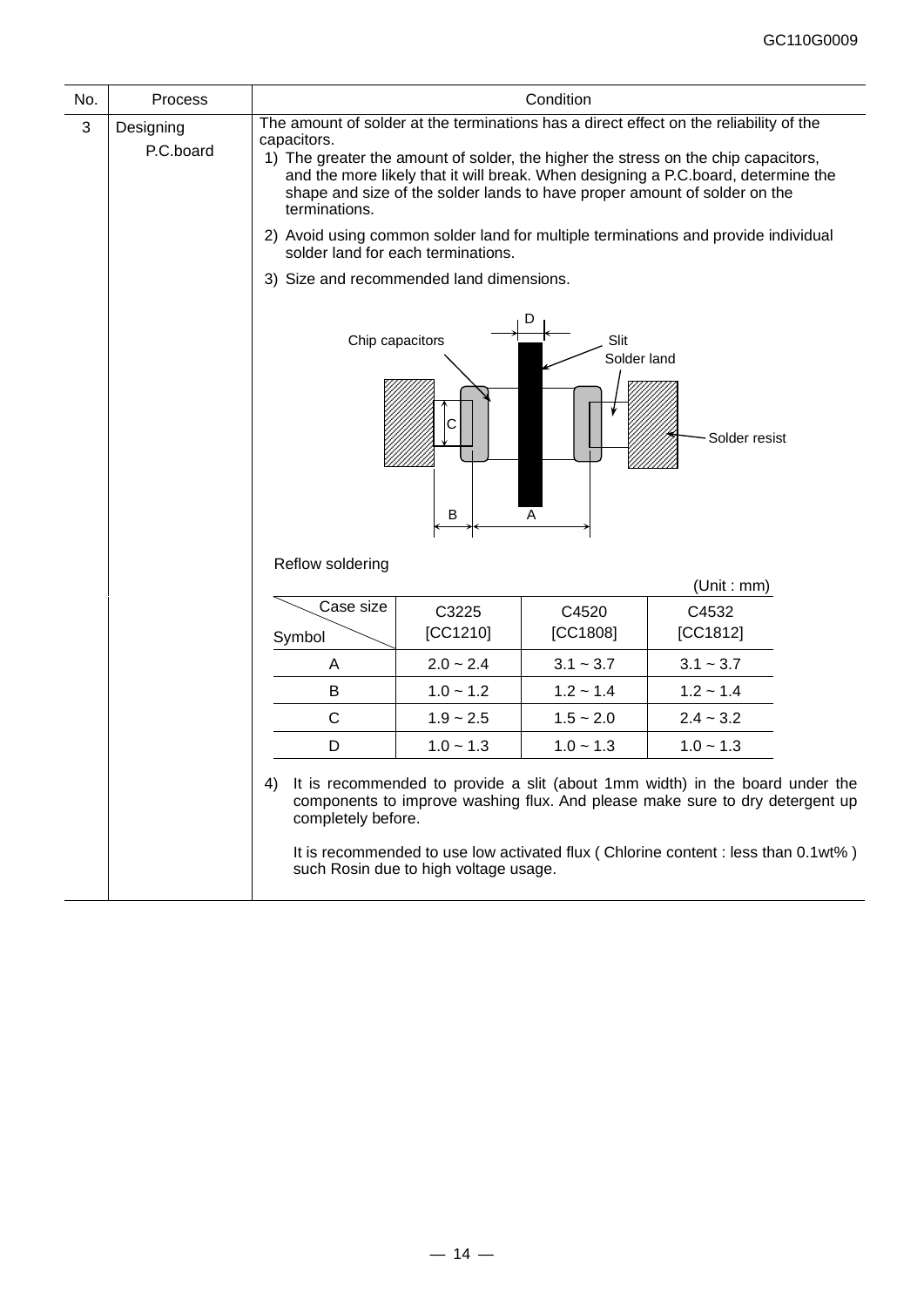| No. | Process | Condition |
|---|---|---|
| 3 | Designing P.C.board | The amount of solder at the terminations has a direct effect on the reliability of the capacitors. |

1) The greater the amount of solder, the higher the stress on the chip capacitors, and the more likely that it will break. When designing a P.C.board, determine the shape and size of the solder lands to have proper amount of solder on the terminations.

2) Avoid using common solder land for multiple terminations and provide individual solder land for each terminations.

3) Size and recommended land dimensions.

Chip capacitors — Slit — Solder land — Solder resist — A — B — C — D

Reflow soldering

(Unit : mm)

| Symbol \ Case size | C3225 [CC1210] | C4520 [CC1808] | C4532 [CC1812] |
|---|---|---|---|
| A | 2.0 ~ 2.4 | 3.1 ~ 3.7 | 3.1 ~ 3.7 |
| B | 1.0 ~ 1.2 | 1.2 ~ 1.4 | 1.2 ~ 1.4 |
| C | 1.9 ~ 2.5 | 1.5 ~ 2.0 | 2.4 ~ 3.2 |
| D | 1.0 ~ 1.3 | 1.0 ~ 1.3 | 1.0 ~ 1.3 |

4) It is recommended to provide a slit (about 1mm width) in the board under the components to improve washing flux. And please make sure to dry detergent up completely before.

It is recommended to use low activated flux ( Chlorine content : less than 0.1wt% ) such Rosin due to high voltage usage.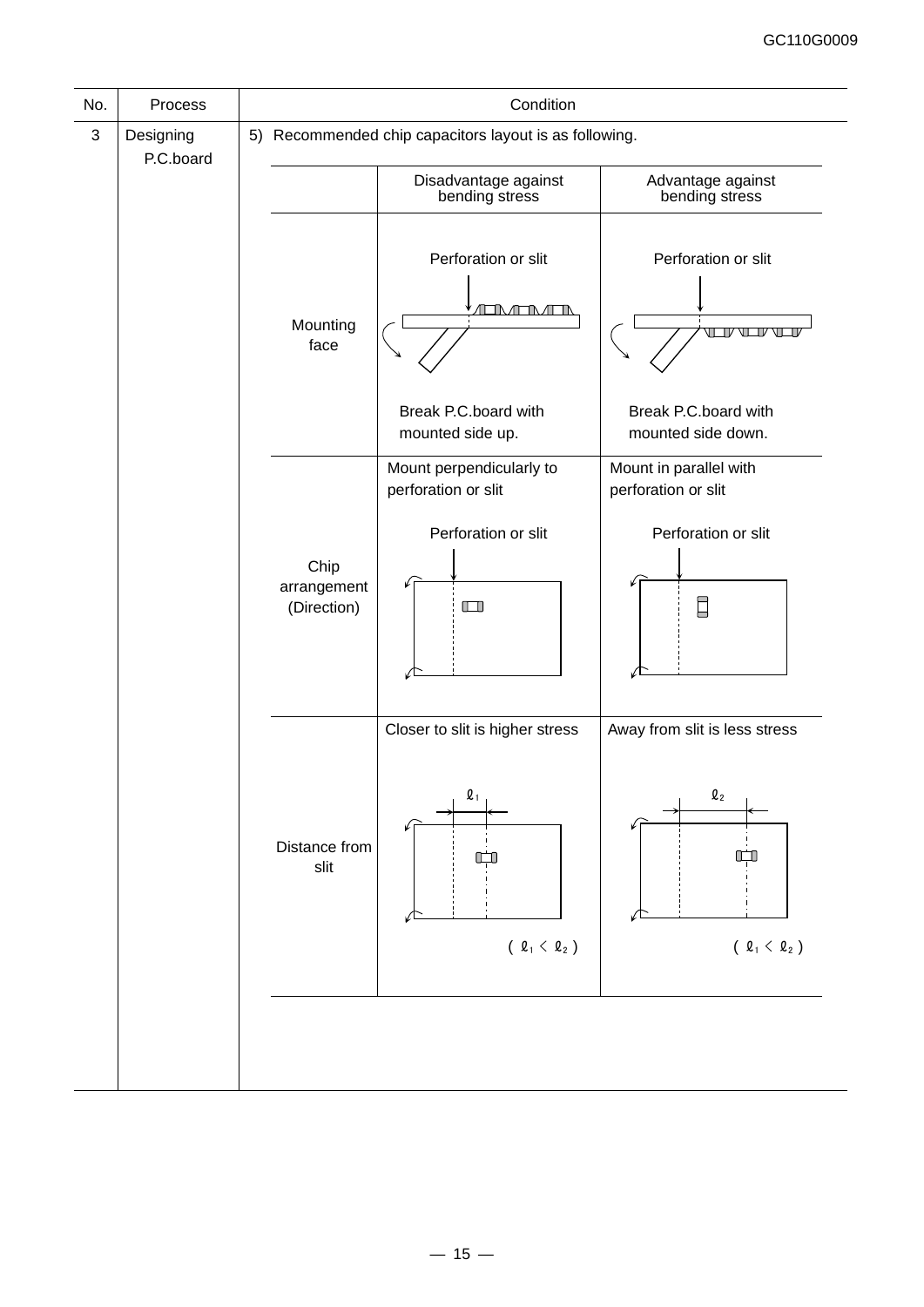| No. | Process | Condition |
|---|---|---|
| 3 | Designing P.C.board | 5) Recommended chip capacitors layout is as following. |

| | Disadvantage against bending stress | Advantage against bending stress |
|---|---|---|
| Mounting face | Perforation or slit<br><br>Break P.C.board with mounted side up. | Perforation or slit<br><br>Break P.C.board with mounted side down. |
| Chip arrangement (Direction) | Mount perpendicularly to perforation or slit<br><br>Perforation or slit | Mount in parallel with perforation or slit<br><br>Perforation or slit |
| Distance from slit | Closer to slit is higher stress<br><br>$\ell_1$<br><br>( $\ell_1 < \ell_2$ ) | Away from slit is less stress<br><br>$\ell_2$<br><br>( $\ell_1 < \ell_2$ ) |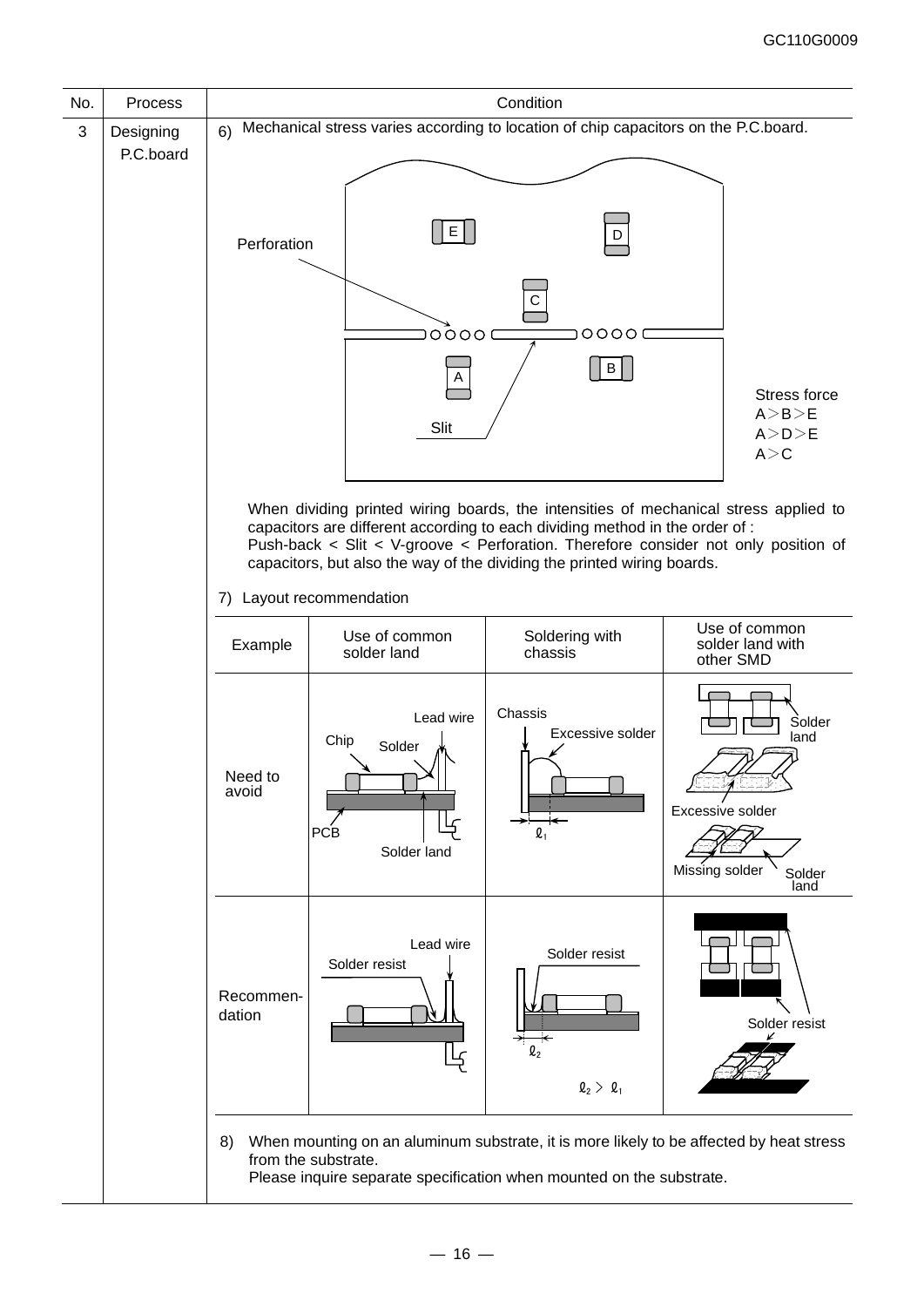| No. | Process | Condition |
|---|---|---|
| 3 | Designing P.C.board | 6) Mechanical stress varies according to location of chip capacitors on the P.C.board. |

Perforation

Slit

Stress force
A＞B＞E
A＞D＞E
A＞C

When dividing printed wiring boards, the intensities of mechanical stress applied to capacitors are different according to each dividing method in the order of :
Push-back < Slit < V-groove < Perforation. Therefore consider not only position of capacitors, but also the way of the dividing the printed wiring boards.

7) Layout recommendation

| Example | Use of common solder land | Soldering with chassis | Use of common solder land with other SMD |
|---|---|---|---|
| Need to avoid | Lead wire, Chip, Solder, PCB, Solder land | Chassis, Excessive solder, $\ell_1$ | Solder land, Excessive solder, Missing solder, Solder land |
| Recommen-dation | Lead wire, Solder resist | Solder resist, $\ell_2$, $\ell_2 > \ell_1$ | Solder resist |

8) When mounting on an aluminum substrate, it is more likely to be affected by heat stress from the substrate.
Please inquire separate specification when mounted on the substrate.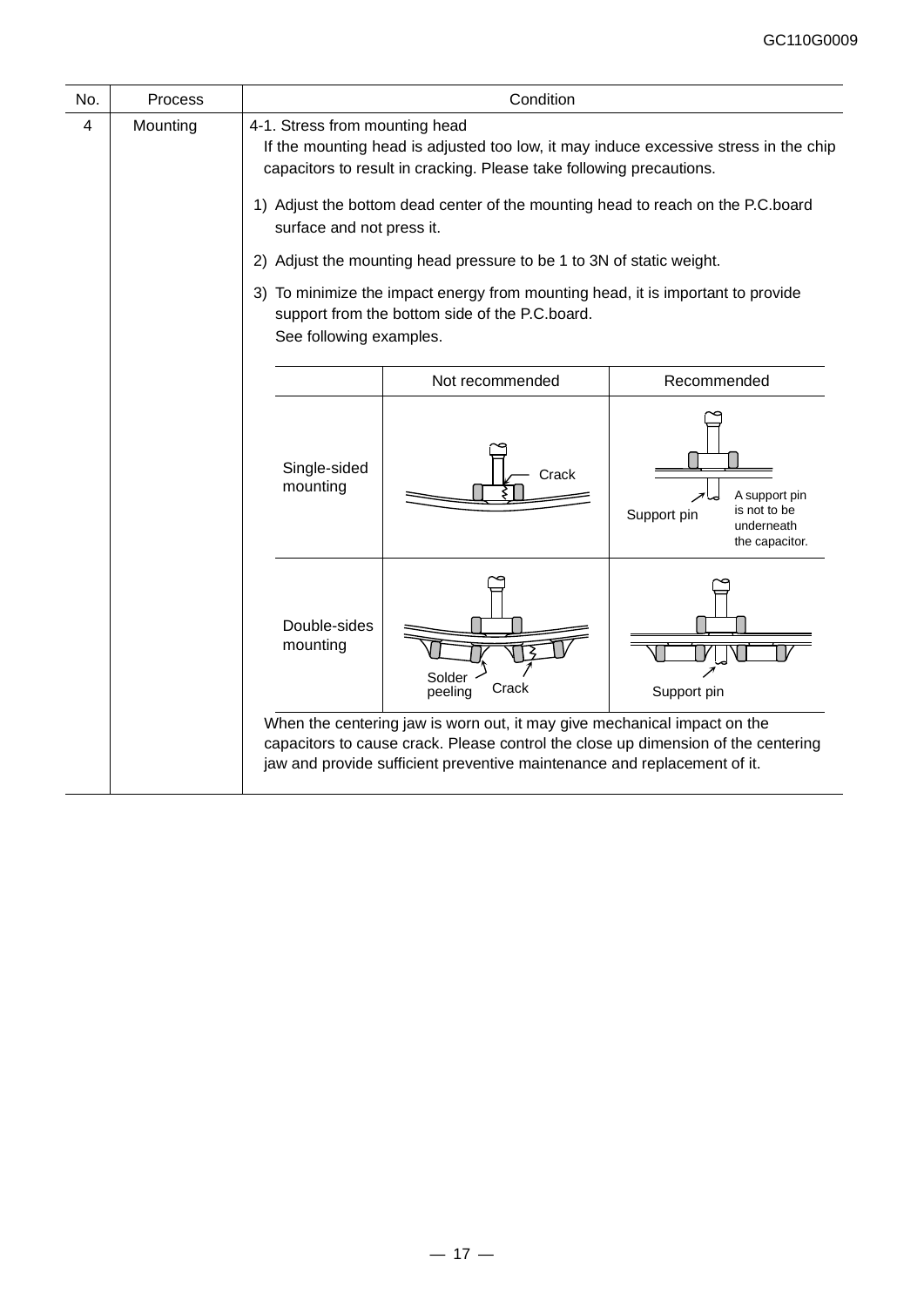| No. | Process | Condition |
|---|---|---|
| 4 | Mounting | 4-1. Stress from mounting head<br>If the mounting head is adjusted too low, it may induce excessive stress in the chip capacitors to result in cracking. Please take following precautions.<br>1) Adjust the bottom dead center of the mounting head to reach on the P.C.board surface and not press it.<br>2) Adjust the mounting head pressure to be 1 to 3N of static weight.<br>3) To minimize the impact energy from mounting head, it is important to provide support from the bottom side of the P.C.board.<br>See following examples. |

| | Not recommended | Recommended |
|---|---|---|
| Single-sided mounting | Crack | Support pin<br>A support pin is not to be underneath the capacitor. |
| Double-sides mounting | Solder peeling<br>Crack | Support pin |

When the centering jaw is worn out, it may give mechanical impact on the capacitors to cause crack. Please control the close up dimension of the centering jaw and provide sufficient preventive maintenance and replacement of it.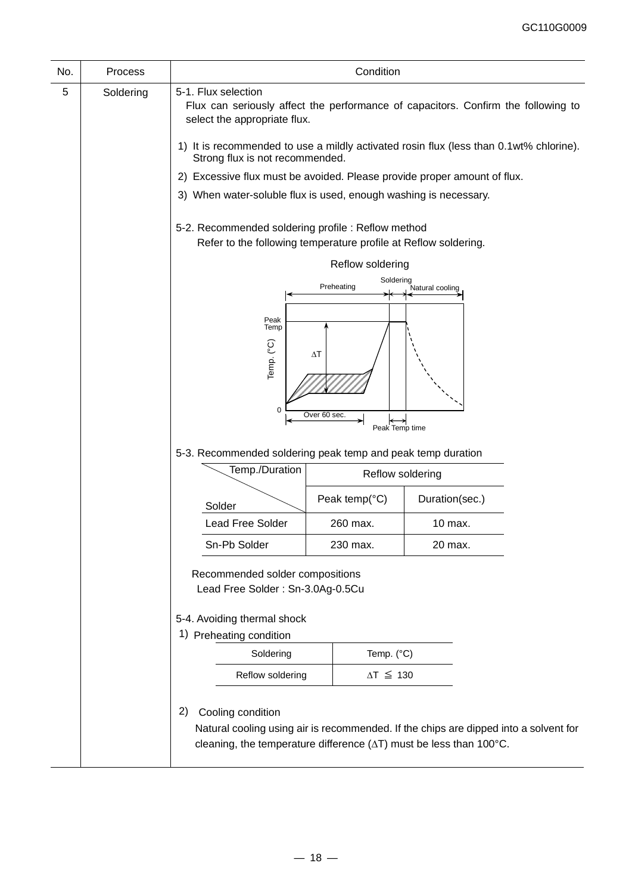| No. | Process | Condition |
|---|---|---|
| 5 | Soldering | 5-1. Flux selection |

5-1. Flux selection

Flux can seriously affect the performance of capacitors. Confirm the following to select the appropriate flux.

1) It is recommended to use a mildly activated rosin flux (less than 0.1wt% chlorine). Strong flux is not recommended.
2) Excessive flux must be avoided. Please provide proper amount of flux.
3) When water-soluble flux is used, enough washing is necessary.

5-2. Recommended soldering profile : Reflow method

Refer to the following temperature profile at Reflow soldering.

Reflow soldering

Preheating / Soldering / Natural cooling

Peak Temp, Temp. (°C), $\Delta T$, 0, Over 60 sec., Peak Temp time

5-3. Recommended soldering peak temp and peak temp duration

| Temp./Duration \ Solder | Reflow soldering | |
|---|---|---|
| | Peak temp(°C) | Duration(sec.) |
| Lead Free Solder | 260 max. | 10 max. |
| Sn-Pb Solder | 230 max. | 20 max. |

Recommended solder compositions

Lead Free Solder : Sn-3.0Ag-0.5Cu

5-4. Avoiding thermal shock

1) Preheating condition

| Soldering | Temp. (°C) |
|---|---|
| Reflow soldering | $\Delta T \leqq 130$ |

2) Cooling condition

Natural cooling using air is recommended. If the chips are dipped into a solvent for cleaning, the temperature difference ($\Delta T$) must be less than 100°C.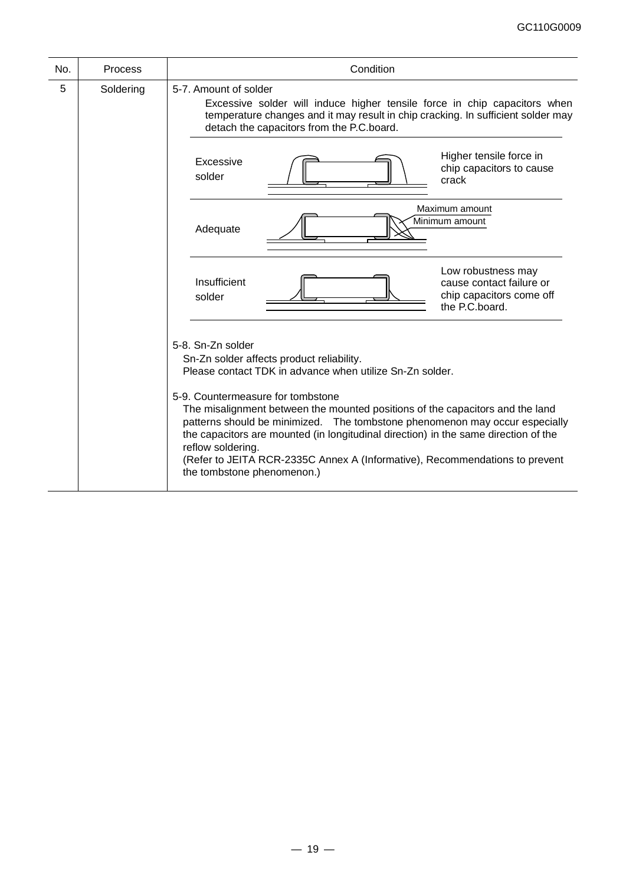| No. | Process | Condition |
|---|---|---|
| 5 | Soldering | 5-7. Amount of solder<br>Excessive solder will induce higher tensile force in chip capacitors when temperature changes and it may result in chip cracking. In sufficient solder may detach the capacitors from the P.C.board.<br><br>Excessive solder — Higher tensile force in chip capacitors to cause crack<br>Adequate — Maximum amount / Minimum amount<br>Insufficient solder — Low robustness may cause contact failure or chip capacitors come off the P.C.board.<br><br>5-8. Sn-Zn solder<br>Sn-Zn solder affects product reliability.<br>Please contact TDK in advance when utilize Sn-Zn solder.<br><br>5-9. Countermeasure for tombstone<br>The misalignment between the mounted positions of the capacitors and the land patterns should be minimized. The tombstone phenomenon may occur especially the capacitors are mounted (in longitudinal direction) in the same direction of the reflow soldering.<br>(Refer to JEITA RCR-2335C Annex A (Informative), Recommendations to prevent the tombstone phenomenon.) |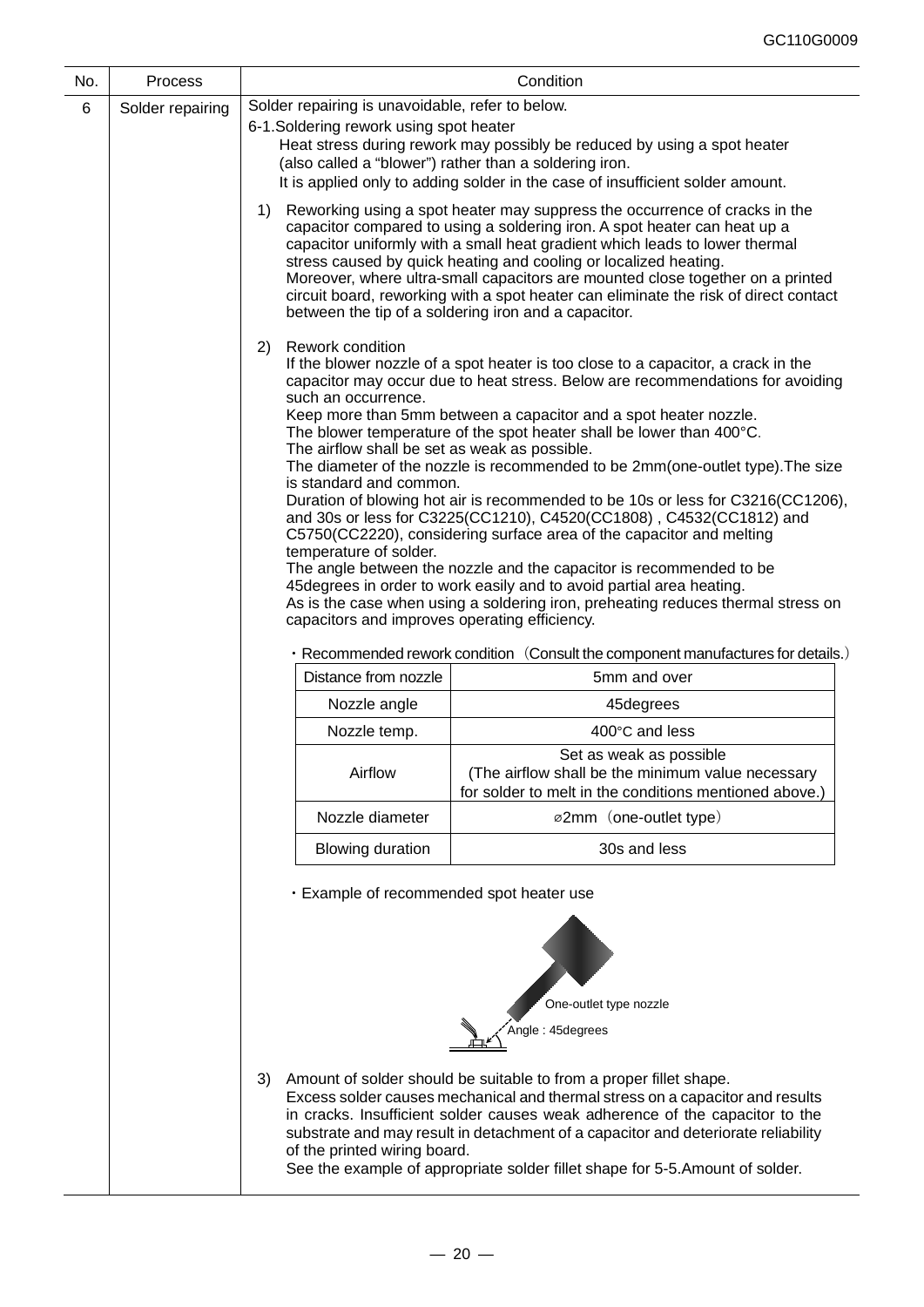| No. | Process | Condition |
|---|---|---|
| 6 | Solder repairing | Solder repairing is unavoidable, refer to below. |

6-1.Soldering rework using spot heater

Heat stress during rework may possibly be reduced by using a spot heater (also called a “blower”) rather than a soldering iron.
It is applied only to adding solder in the case of insufficient solder amount.

1) Reworking using a spot heater may suppress the occurrence of cracks in the capacitor compared to using a soldering iron. A spot heater can heat up a capacitor uniformly with a small heat gradient which leads to lower thermal stress caused by quick heating and cooling or localized heating.
Moreover, where ultra-small capacitors are mounted close together on a printed circuit board, reworking with a spot heater can eliminate the risk of direct contact between the tip of a soldering iron and a capacitor.

2) Rework condition
If the blower nozzle of a spot heater is too close to a capacitor, a crack in the capacitor may occur due to heat stress. Below are recommendations for avoiding such an occurrence.
Keep more than 5mm between a capacitor and a spot heater nozzle.
The blower temperature of the spot heater shall be lower than 400°C.
The airflow shall be set as weak as possible.
The diameter of the nozzle is recommended to be 2mm(one-outlet type).The size is standard and common.
Duration of blowing hot air is recommended to be 10s or less for C3216(CC1206), and 30s or less for C3225(CC1210), C4520(CC1808) , C4532(CC1812) and C5750(CC2220), considering surface area of the capacitor and melting temperature of solder.
The angle between the nozzle and the capacitor is recommended to be 45degrees in order to work easily and to avoid partial area heating.
As is the case when using a soldering iron, preheating reduces thermal stress on capacitors and improves operating efficiency.

・Recommended rework condition（Consult the component manufactures for details.）

| Distance from nozzle | 5mm and over |
|---|---|
| Nozzle angle | 45degrees |
| Nozzle temp. | 400°C and less |
| Airflow | Set as weak as possible (The airflow shall be the minimum value necessary for solder to melt in the conditions mentioned above.) |
| Nozzle diameter | ⌀2mm（one-outlet type） |
| Blowing duration | 30s and less |

・Example of recommended spot heater use

One-outlet type nozzle
Angle : 45degrees

3) Amount of solder should be suitable to from a proper fillet shape.
Excess solder causes mechanical and thermal stress on a capacitor and results in cracks. Insufficient solder causes weak adherence of the capacitor to the substrate and may result in detachment of a capacitor and deteriorate reliability of the printed wiring board.
See the example of appropriate solder fillet shape for 5-5.Amount of solder.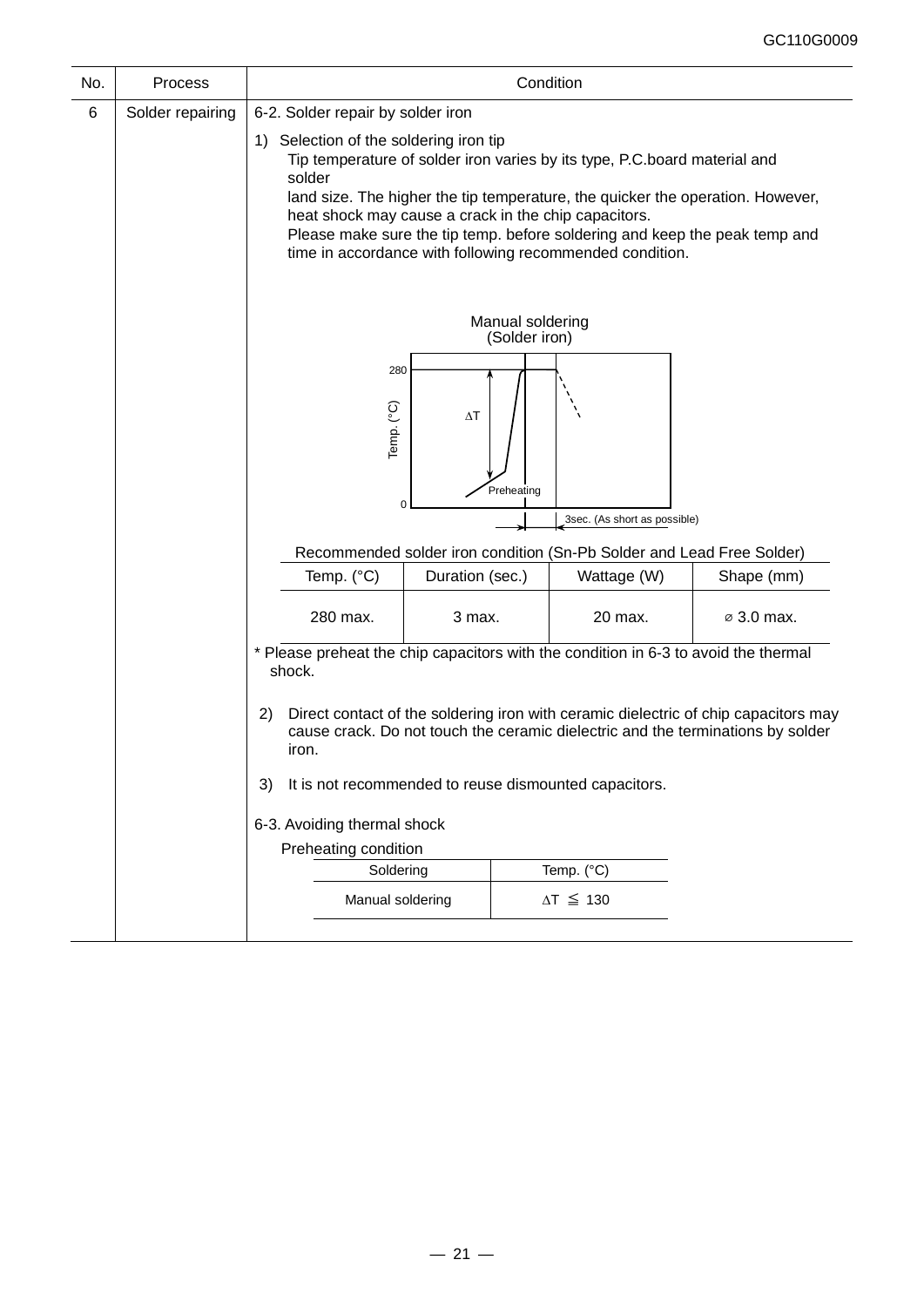| No. | Process | Condition |
|---|---|---|
| 6 | Solder repairing | 6-2. Solder repair by solder iron |

1) Selection of the soldering iron tip

Tip temperature of solder iron varies by its type, P.C.board material and solder land size. The higher the tip temperature, the quicker the operation. However, heat shock may cause a crack in the chip capacitors.
Please make sure the tip temp. before soldering and keep the peak temp and time in accordance with following recommended condition.

Manual soldering
(Solder iron)

Temp. (°C)
280
$\Delta T$
Preheating
0
3sec. (As short as possible)

Recommended solder iron condition (Sn-Pb Solder and Lead Free Solder)

| Temp. (°C) | Duration (sec.) | Wattage (W) | Shape (mm) |
|---|---|---|---|
| 280 max. | 3 max. | 20 max. | ⌀ 3.0 max. |

\* Please preheat the chip capacitors with the condition in 6-3 to avoid the thermal shock.

2) Direct contact of the soldering iron with ceramic dielectric of chip capacitors may cause crack. Do not touch the ceramic dielectric and the terminations by solder iron.

3) It is not recommended to reuse dismounted capacitors.

6-3. Avoiding thermal shock

Preheating condition

| Soldering | Temp. (°C) |
|---|---|
| Manual soldering | $\Delta T \leqq 130$ |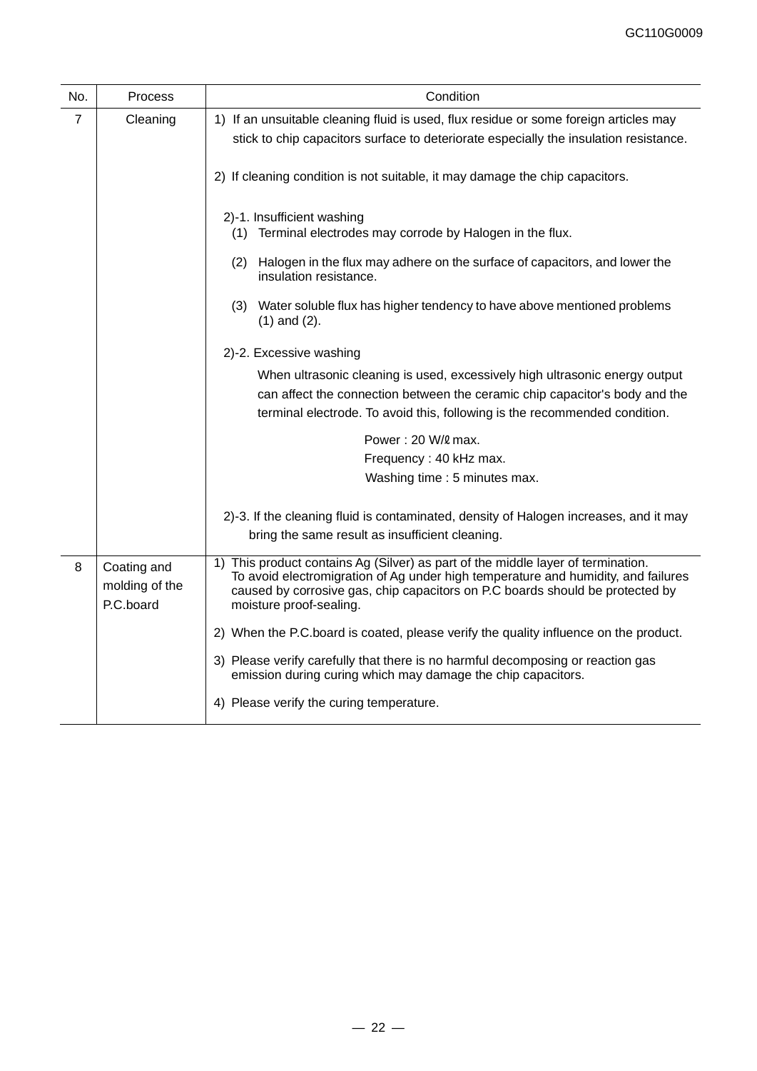| No. | Process | Condition |
|---|---|---|
| 7 | Cleaning | 1) If an unsuitable cleaning fluid is used, flux residue or some foreign articles may stick to chip capacitors surface to deteriorate especially the insulation resistance.<br><br>2) If cleaning condition is not suitable, it may damage the chip capacitors.<br><br>2)-1. Insufficient washing<br>(1) Terminal electrodes may corrode by Halogen in the flux.<br>(2) Halogen in the flux may adhere on the surface of capacitors, and lower the insulation resistance.<br>(3) Water soluble flux has higher tendency to have above mentioned problems (1) and (2).<br><br>2)-2. Excessive washing<br>When ultrasonic cleaning is used, excessively high ultrasonic energy output can affect the connection between the ceramic chip capacitor's body and the terminal electrode. To avoid this, following is the recommended condition.<br>Power : 20 W/ℓ max.<br>Frequency : 40 kHz max.<br>Washing time : 5 minutes max.<br><br>2)-3. If the cleaning fluid is contaminated, density of Halogen increases, and it may bring the same result as insufficient cleaning. |
| 8 | Coating and molding of the P.C.board | 1) This product contains Ag (Silver) as part of the middle layer of termination. To avoid electromigration of Ag under high temperature and humidity, and failures caused by corrosive gas, chip capacitors on P.C boards should be protected by moisture proof-sealing.<br><br>2) When the P.C.board is coated, please verify the quality influence on the product.<br><br>3) Please verify carefully that there is no harmful decomposing or reaction gas emission during curing which may damage the chip capacitors.<br><br>4) Please verify the curing temperature. |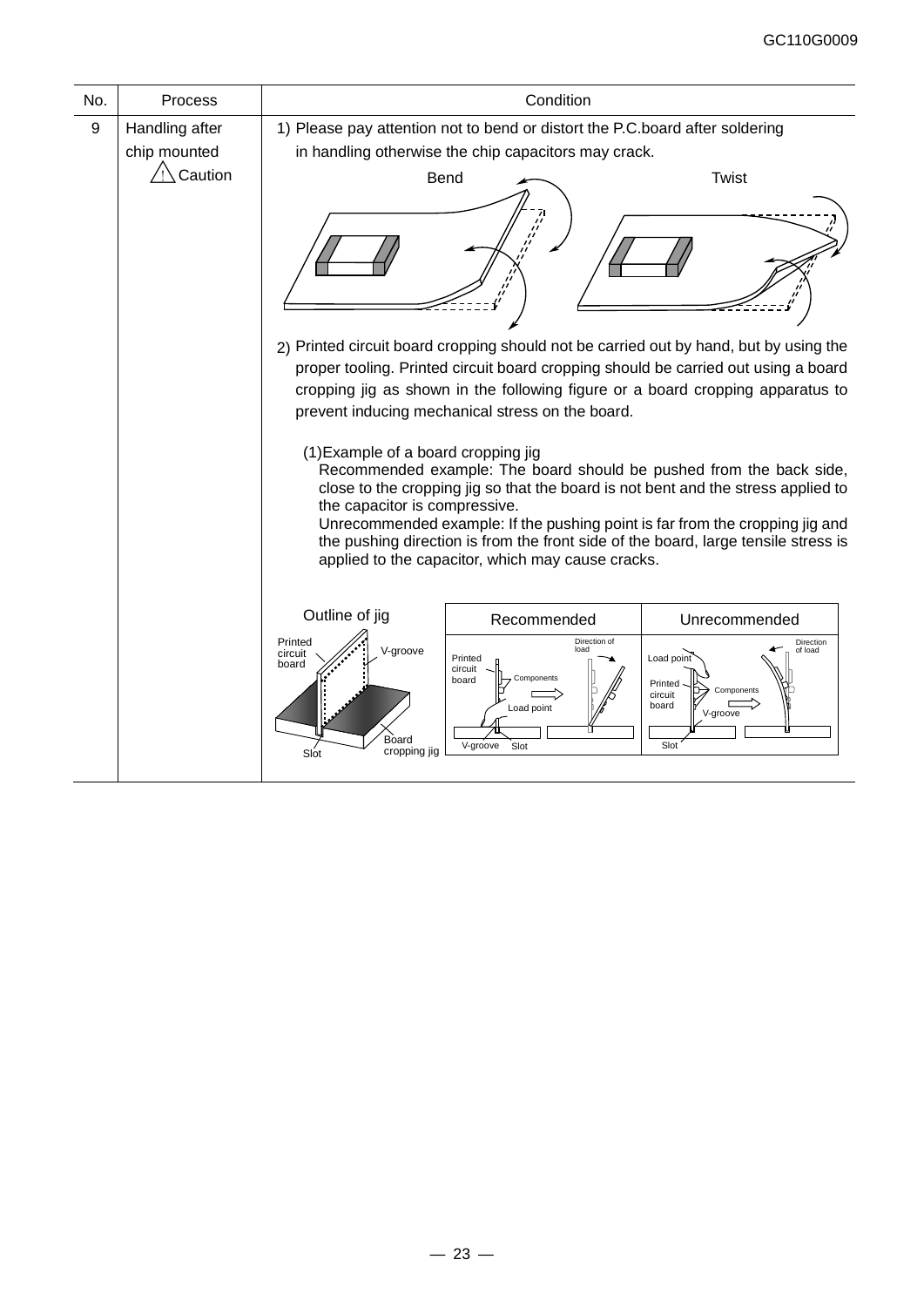| No. | Process | Condition |
|---|---|---|
| 9 | Handling after chip mounted ⚠ Caution | 1) Please pay attention not to bend or distort the P.C.board after soldering in handling otherwise the chip capacitors may crack.<br><br>Bend Twist<br><br>2) Printed circuit board cropping should not be carried out by hand, but by using the proper tooling. Printed circuit board cropping should be carried out using a board cropping jig as shown in the following figure or a board cropping apparatus to prevent inducing mechanical stress on the board.<br><br>(1)Example of a board cropping jig<br>Recommended example: The board should be pushed from the back side, close to the cropping jig so that the board is not bent and the stress applied to the capacitor is compressive.<br>Unrecommended example: If the pushing point is far from the cropping jig and the pushing direction is from the front side of the board, large tensile stress is applied to the capacitor, which may cause cracks.<br><br>Outline of jig: Printed circuit board, V-groove, Board cropping jig, Slot<br>Recommended: Printed circuit board, Components, Direction of load, Load point, V-groove, Slot<br>Unrecommended: Load point, Printed circuit board, Components, Direction of load, V-groove, Slot |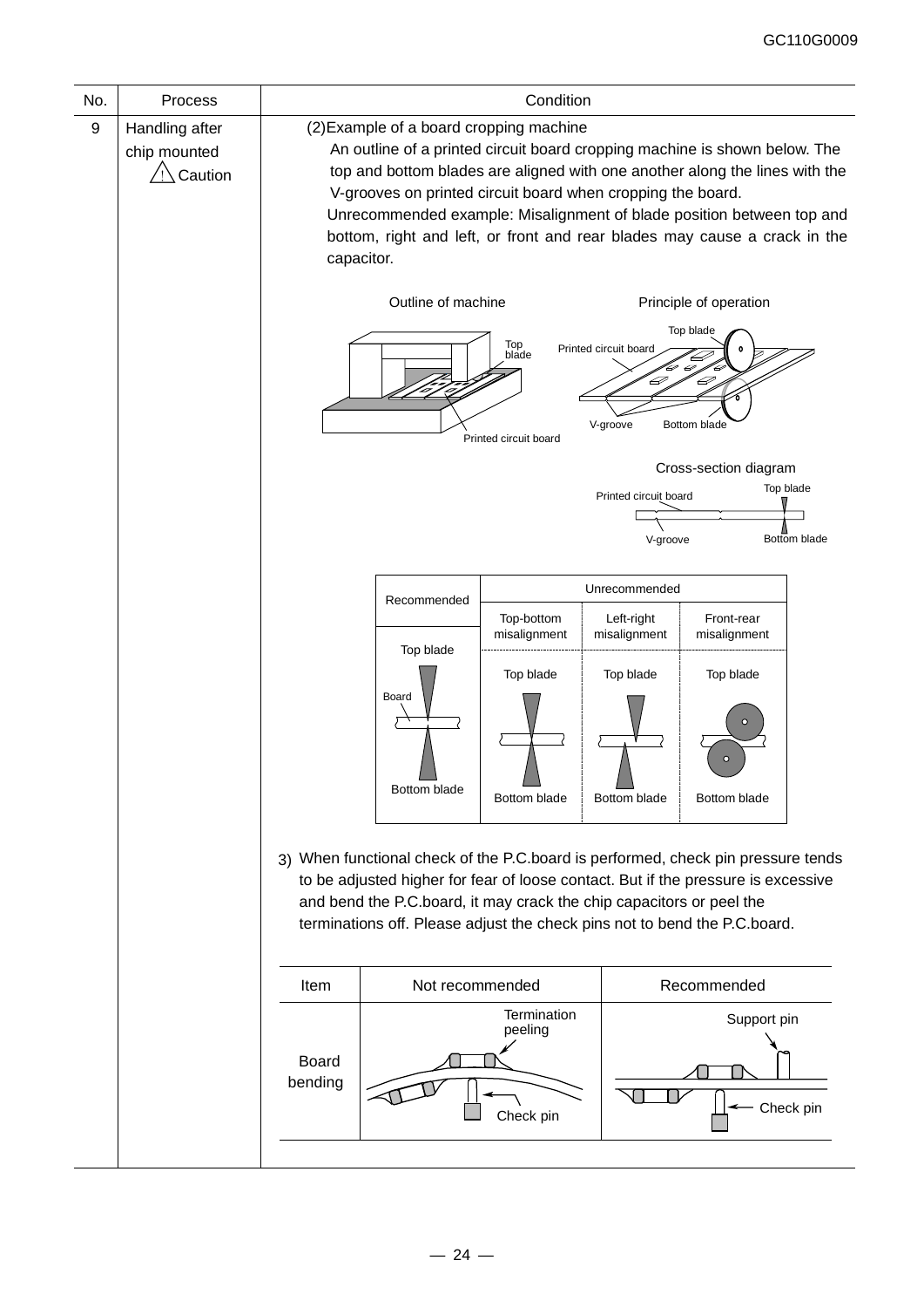| No. | Process | Condition |
|---|---|---|
| 9 | Handling after chip mounted ⚠ Caution | (2)Example of a board cropping machine<br>An outline of a printed circuit board cropping machine is shown below. The top and bottom blades are aligned with one another along the lines with the V-grooves on printed circuit board when cropping the board.<br>Unrecommended example: Misalignment of blade position between top and bottom, right and left, or front and rear blades may cause a crack in the capacitor. |

Outline of machine

Top blade

Printed circuit board

Principle of operation

Top blade

Printed circuit board

V-groove

Bottom blade

Cross-section diagram

Printed circuit board

Top blade

V-groove

Bottom blade

| Recommended | Unrecommended | | |
|---|---|---|---|
| | Top-bottom misalignment | Left-right misalignment | Front-rear misalignment |
| Top blade<br>Board<br>Bottom blade | Top blade<br>Bottom blade | Top blade<br>Bottom blade | Top blade<br>Bottom blade |

3) When functional check of the P.C.board is performed, check pin pressure tends to be adjusted higher for fear of loose contact. But if the pressure is excessive and bend the P.C.board, it may crack the chip capacitors or peel the terminations off. Please adjust the check pins not to bend the P.C.board.

| Item | Not recommended | Recommended |
|---|---|---|
| Board bending | Termination peeling<br>Check pin | Support pin<br>Check pin |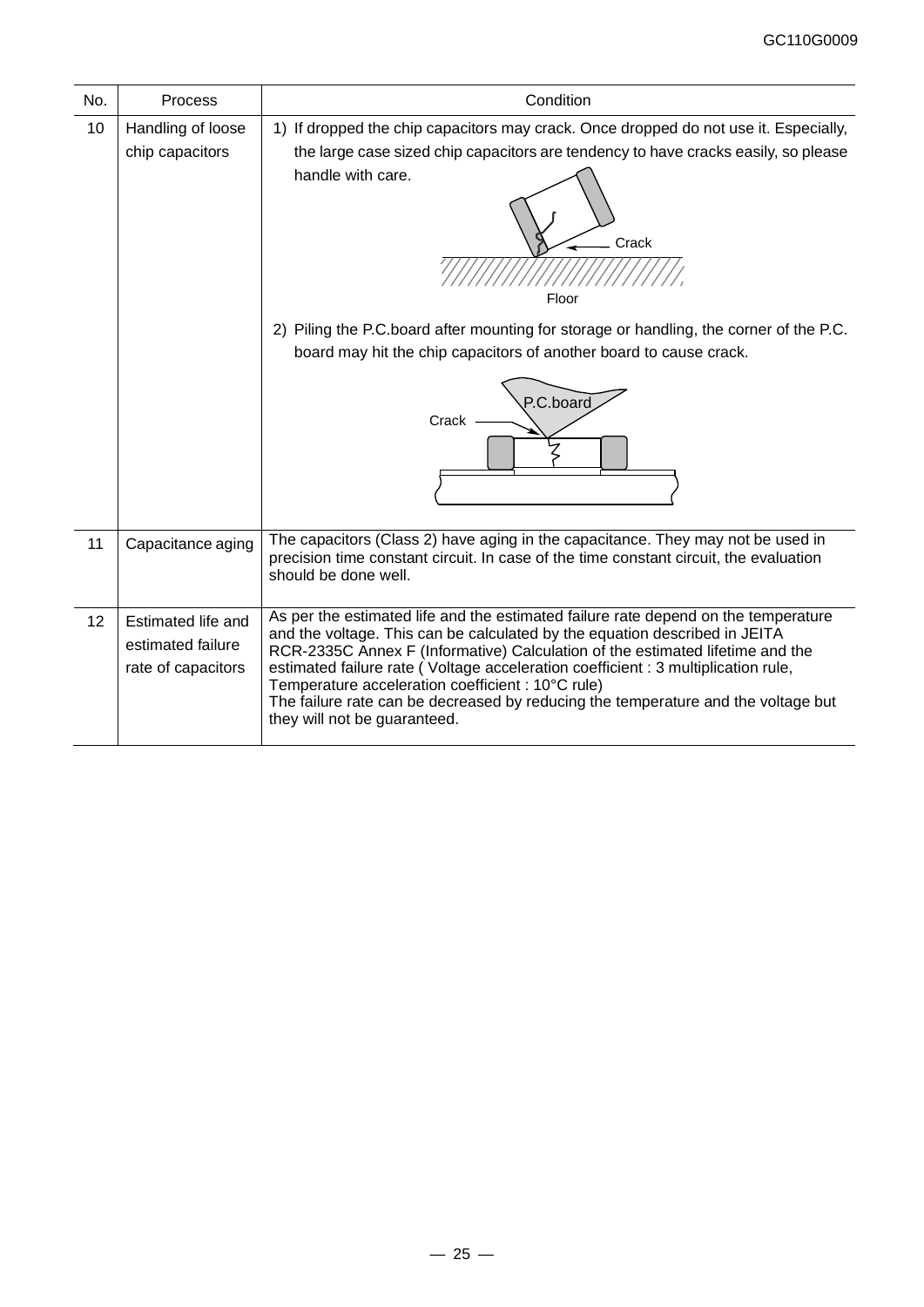| No. | Process | Condition |
|---|---|---|
| 10 | Handling of loose chip capacitors | 1) If dropped the chip capacitors may crack. Once dropped do not use it. Especially, the large case sized chip capacitors are tendency to have cracks easily, so please handle with care.<br>Crack<br>Floor<br>2) Piling the P.C.board after mounting for storage or handling, the corner of the P.C. board may hit the chip capacitors of another board to cause crack.<br>P.C.board<br>Crack |
| 11 | Capacitance aging | The capacitors (Class 2) have aging in the capacitance. They may not be used in precision time constant circuit. In case of the time constant circuit, the evaluation should be done well. |
| 12 | Estimated life and estimated failure rate of capacitors | As per the estimated life and the estimated failure rate depend on the temperature and the voltage. This can be calculated by the equation described in JEITA RCR-2335C Annex F (Informative) Calculation of the estimated lifetime and the estimated failure rate ( Voltage acceleration coefficient : 3 multiplication rule, Temperature acceleration coefficient : 10°C rule)<br>The failure rate can be decreased by reducing the temperature and the voltage but they will not be guaranteed. |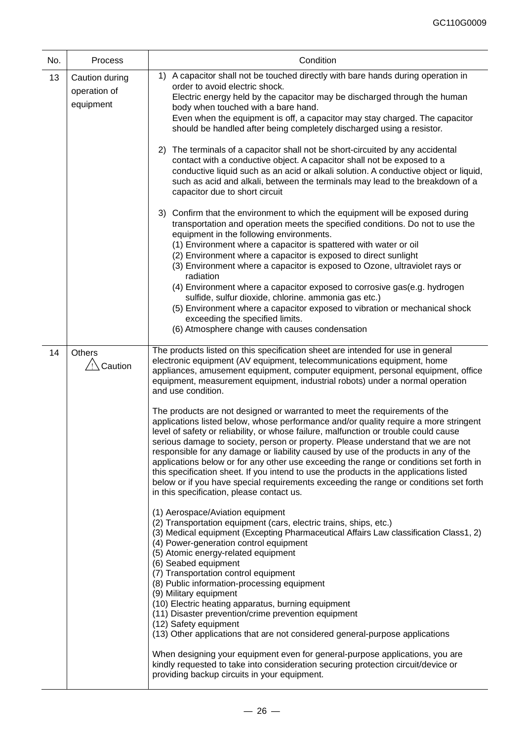| No. | Process | Condition |
|---|---|---|
| 13 | Caution during operation of equipment | 1) A capacitor shall not be touched directly with bare hands during operation in order to avoid electric shock.<br>Electric energy held by the capacitor may be discharged through the human body when touched with a bare hand.<br>Even when the equipment is off, a capacitor may stay charged. The capacitor should be handled after being completely discharged using a resistor.<br><br>2) The terminals of a capacitor shall not be short-circuited by any accidental contact with a conductive object. A capacitor shall not be exposed to a conductive liquid such as an acid or alkali solution. A conductive object or liquid, such as acid and alkali, between the terminals may lead to the breakdown of a capacitor due to short circuit<br><br>3) Confirm that the environment to which the equipment will be exposed during transportation and operation meets the specified conditions. Do not to use the equipment in the following environments.<br>(1) Environment where a capacitor is spattered with water or oil<br>(2) Environment where a capacitor is exposed to direct sunlight<br>(3) Environment where a capacitor is exposed to Ozone, ultraviolet rays or radiation<br>(4) Environment where a capacitor exposed to corrosive gas(e.g. hydrogen sulfide, sulfur dioxide, chlorine. ammonia gas etc.)<br>(5) Environment where a capacitor exposed to vibration or mechanical shock exceeding the specified limits.<br>(6) Atmosphere change with causes condensation |
| 14 | Others<br>⚠ Caution | The products listed on this specification sheet are intended for use in general electronic equipment (AV equipment, telecommunications equipment, home appliances, amusement equipment, computer equipment, personal equipment, office equipment, measurement equipment, industrial robots) under a normal operation and use condition.<br><br>The products are not designed or warranted to meet the requirements of the applications listed below, whose performance and/or quality require a more stringent level of safety or reliability, or whose failure, malfunction or trouble could cause serious damage to society, person or property. Please understand that we are not responsible for any damage or liability caused by use of the products in any of the applications below or for any other use exceeding the range or conditions set forth in this specification sheet. If you intend to use the products in the applications listed below or if you have special requirements exceeding the range or conditions set forth in this specification, please contact us.<br><br>(1) Aerospace/Aviation equipment<br>(2) Transportation equipment (cars, electric trains, ships, etc.)<br>(3) Medical equipment (Excepting Pharmaceutical Affairs Law classification Class1, 2)<br>(4) Power-generation control equipment<br>(5) Atomic energy-related equipment<br>(6) Seabed equipment<br>(7) Transportation control equipment<br>(8) Public information-processing equipment<br>(9) Military equipment<br>(10) Electric heating apparatus, burning equipment<br>(11) Disaster prevention/crime prevention equipment<br>(12) Safety equipment<br>(13) Other applications that are not considered general-purpose applications<br><br>When designing your equipment even for general-purpose applications, you are kindly requested to take into consideration securing protection circuit/device or providing backup circuits in your equipment. |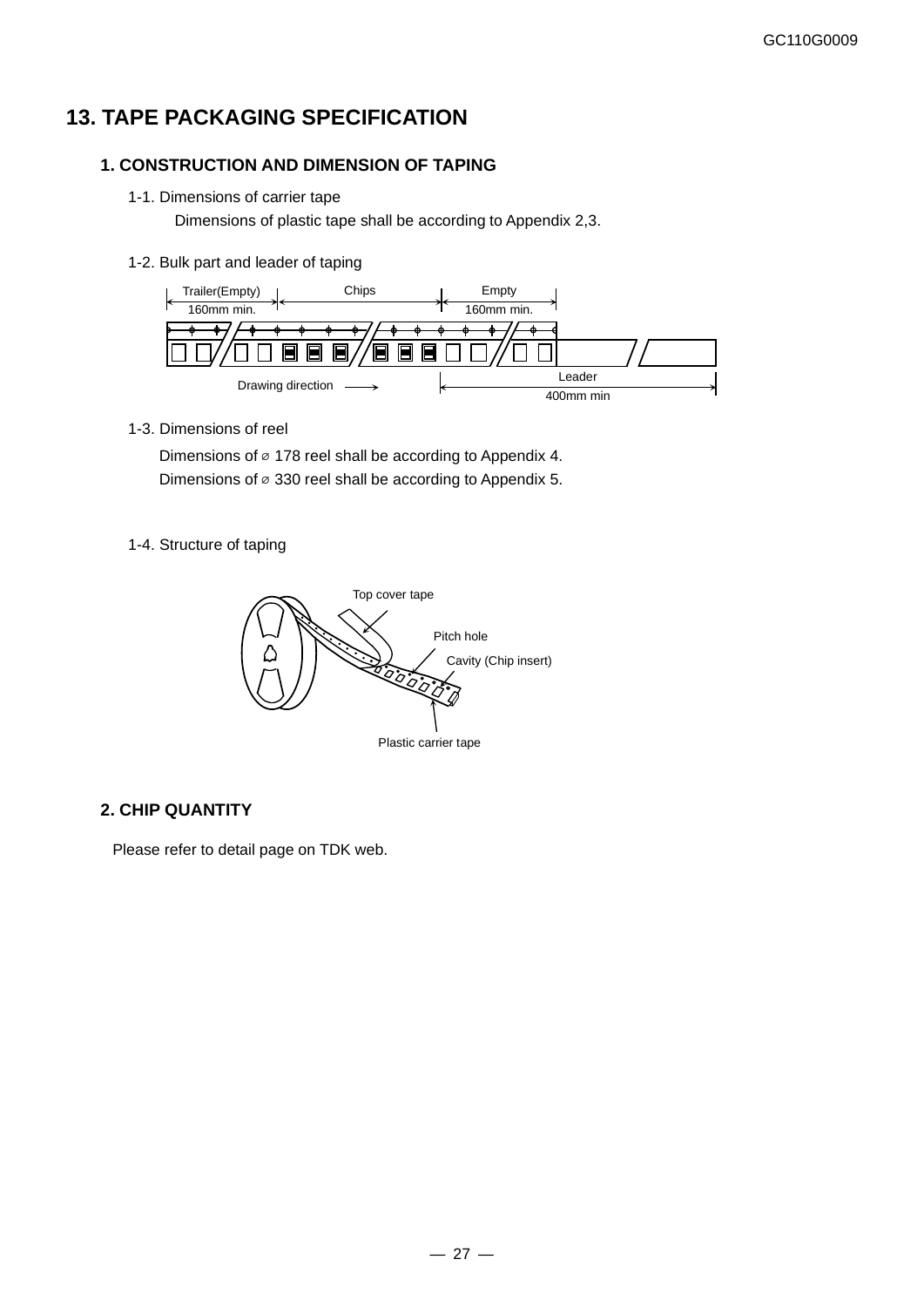# 13. TAPE PACKAGING SPECIFICATION

## 1. CONSTRUCTION AND DIMENSION OF TAPING

1-1. Dimensions of carrier tape

Dimensions of plastic tape shall be according to Appendix 2,3.

1-2. Bulk part and leader of taping

Trailer(Empty) 160mm min. | Chips | Empty 160mm min. | Leader 400mm min

Drawing direction

1-3. Dimensions of reel

Dimensions of ⌀ 178 reel shall be according to Appendix 4.
Dimensions of ⌀ 330 reel shall be according to Appendix 5.

1-4. Structure of taping

Top cover tape
Pitch hole
Cavity (Chip insert)
Plastic carrier tape

## 2. CHIP QUANTITY

Please refer to detail page on TDK web.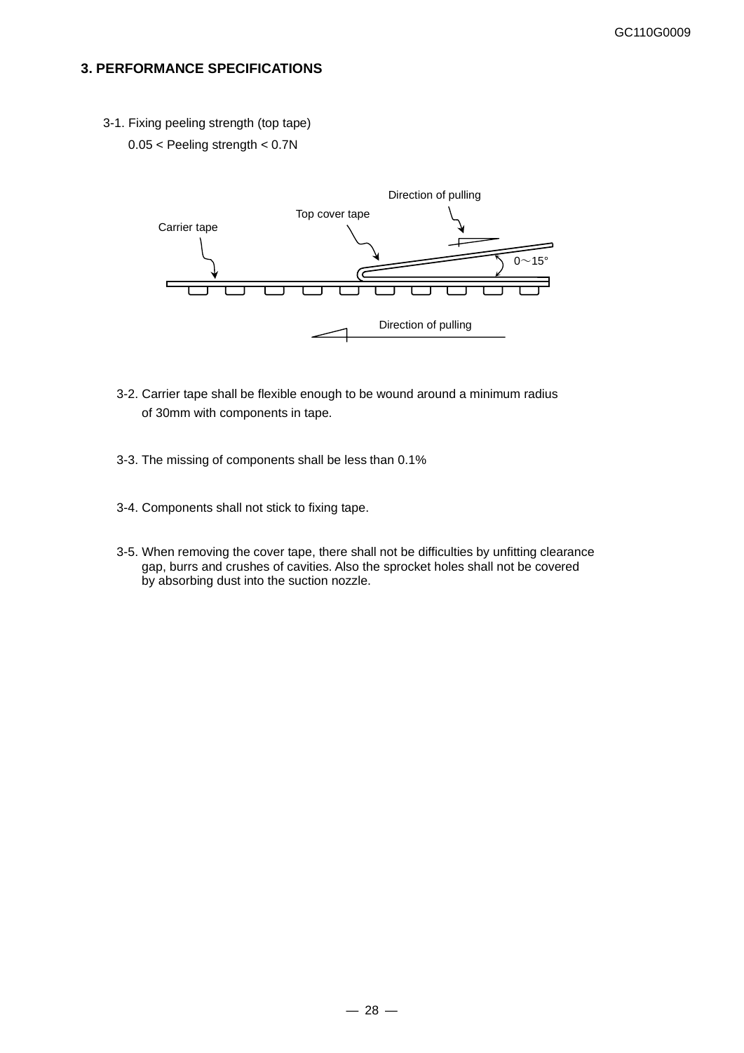## 3. PERFORMANCE SPECIFICATIONS

3-1. Fixing peeling strength (top tape)

0.05 < Peeling strength < 0.7N

Direction of pulling

Top cover tape

Carrier tape

0～15°

Direction of pulling

3-2. Carrier tape shall be flexible enough to be wound around a minimum radius of 30mm with components in tape.

3-3. The missing of components shall be less than 0.1%

3-4. Components shall not stick to fixing tape.

3-5. When removing the cover tape, there shall not be difficulties by unfitting clearance gap, burrs and crushes of cavities. Also the sprocket holes shall not be covered by absorbing dust into the suction nozzle.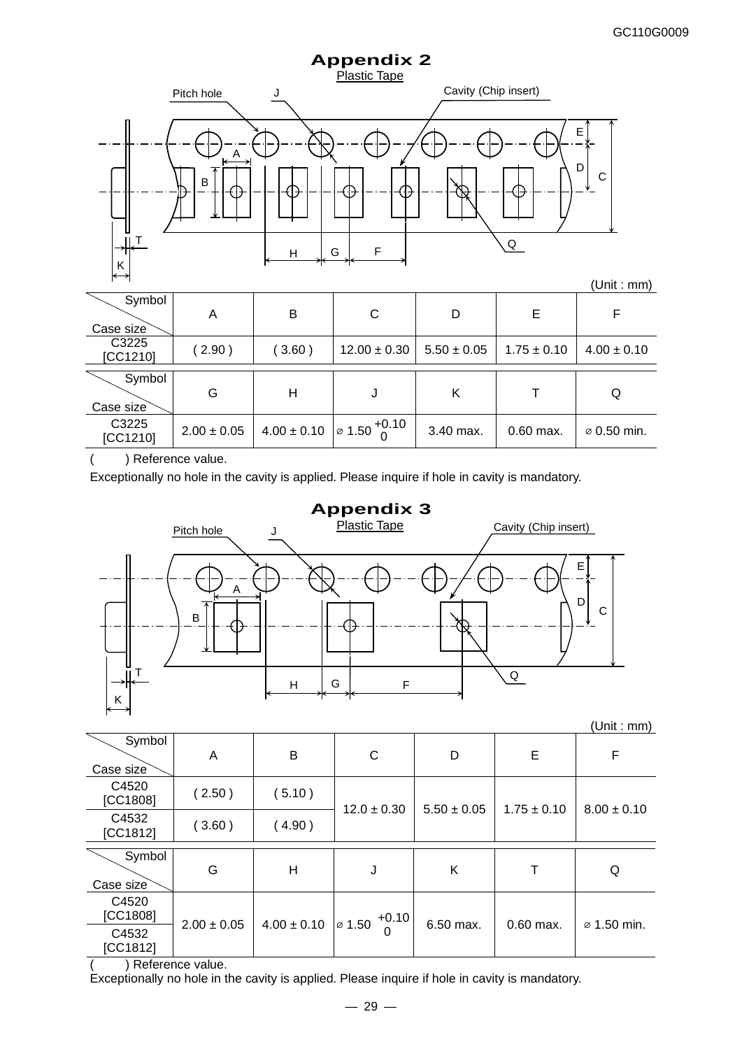# Appendix 2

Plastic Tape

(Unit : mm)

| Symbol / Case size | A | B | C | D | E | F |
|---|---|---|---|---|---|---|
| C3225 [CC1210] | ( 2.90 ) | ( 3.60 ) | 12.00 ± 0.30 | 5.50 ± 0.05 | 1.75 ± 0.10 | 4.00 ± 0.10 |

| Symbol / Case size | G | H | J | K | T | Q |
|---|---|---|---|---|---|---|
| C3225 [CC1210] | 2.00 ± 0.05 | 4.00 ± 0.10 | ⌀ $1.50^{+0.10}_{0}$ | 3.40 max. | 0.60 max. | ⌀ 0.50 min. |

(     ) Reference value.

Exceptionally no hole in the cavity is applied. Please inquire if hole in cavity is mandatory.

# Appendix 3

Plastic Tape

(Unit : mm)

| Symbol / Case size | A | B | C | D | E | F |
|---|---|---|---|---|---|---|
| C4520 [CC1808] | ( 2.50 ) | ( 5.10 ) | 12.0 ± 0.30 | 5.50 ± 0.05 | 1.75 ± 0.10 | 8.00 ± 0.10 |
| C4532 [CC1812] | ( 3.60 ) | ( 4.90 ) | | | | |

| Symbol / Case size | G | H | J | K | T | Q |
|---|---|---|---|---|---|---|
| C4520 [CC1808] | 2.00 ± 0.05 | 4.00 ± 0.10 | ⌀ $1.50^{+0.10}_{0}$ | 6.50 max. | 0.60 max. | ⌀ 1.50 min. |
| C4532 [CC1812] | | | | | | |

(     ) Reference value.

Exceptionally no hole in the cavity is applied. Please inquire if hole in cavity is mandatory.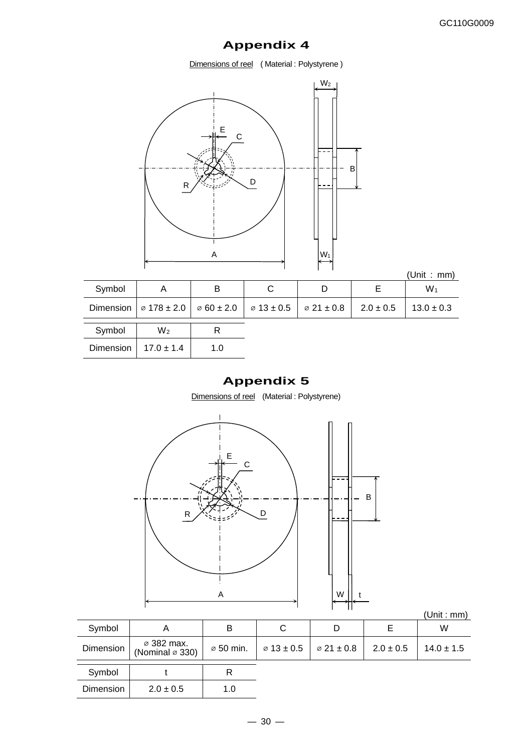# Appendix 4

Dimensions of reel ( Material : Polystyrene )

W2

E

C

B

R

D

A

W1

(Unit : mm)

| Symbol | A | B | C | D | E | $W_1$ |
|---|---|---|---|---|---|---|
| Dimension | ⌀ 178 ± 2.0 | ⌀ 60 ± 2.0 | ⌀ 13 ± 0.5 | ⌀ 21 ± 0.8 | 2.0 ± 0.5 | 13.0 ± 0.3 |

| Symbol | $W_2$ | R |
|---|---|---|
| Dimension | 17.0 ± 1.4 | 1.0 |

# Appendix 5

Dimensions of reel (Material : Polystyrene)

E

C

B

R

D

A

W

t

(Unit : mm)

| Symbol | A | B | C | D | E | W |
|---|---|---|---|---|---|---|
| Dimension | ⌀ 382 max. (Nominal ⌀ 330) | ⌀ 50 min. | ⌀ 13 ± 0.5 | ⌀ 21 ± 0.8 | 2.0 ± 0.5 | 14.0 ± 1.5 |

| Symbol | t | R |
|---|---|---|
| Dimension | 2.0 ± 0.5 | 1.0 |